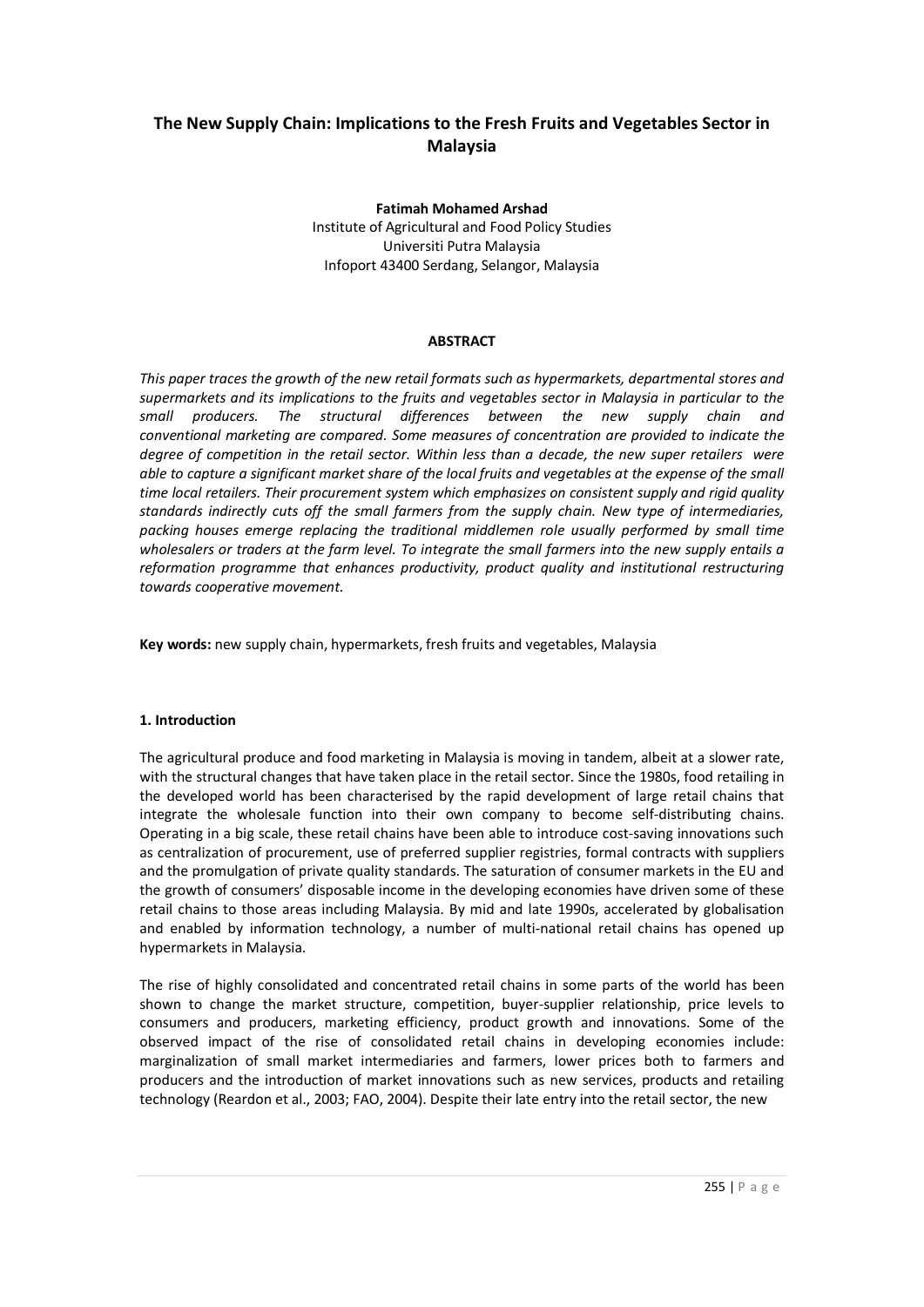# The New Supply Chain: Implications to the Fresh Fruits and Vegetables Sector in Malaysia

**Fatimah Mohamed Arshad**
Institute of Agricultural and Food Policy Studies
Universiti Putra Malaysia
Infoport 43400 Serdang, Selangor, Malaysia

## ABSTRACT

*This paper traces the growth of the new retail formats such as hypermarkets, departmental stores and supermarkets and its implications to the fruits and vegetables sector in Malaysia in particular to the small producers. The structural differences between the new supply chain and conventional marketing are compared. Some measures of concentration are provided to indicate the degree of competition in the retail sector. Within less than a decade, the new super retailers were able to capture a significant market share of the local fruits and vegetables at the expense of the small time local retailers. Their procurement system which emphasizes on consistent supply and rigid quality standards indirectly cuts off the small farmers from the supply chain. New type of intermediaries, packing houses emerge replacing the traditional middlemen role usually performed by small time wholesalers or traders at the farm level. To integrate the small farmers into the new supply entails a reformation programme that enhances productivity, product quality and institutional restructuring towards cooperative movement.*

**Key words:** new supply chain, hypermarkets, fresh fruits and vegetables, Malaysia

### 1. Introduction

The agricultural produce and food marketing in Malaysia is moving in tandem, albeit at a slower rate, with the structural changes that have taken place in the retail sector. Since the 1980s, food retailing in the developed world has been characterised by the rapid development of large retail chains that integrate the wholesale function into their own company to become self-distributing chains. Operating in a big scale, these retail chains have been able to introduce cost-saving innovations such as centralization of procurement, use of preferred supplier registries, formal contracts with suppliers and the promulgation of private quality standards. The saturation of consumer markets in the EU and the growth of consumers' disposable income in the developing economies have driven some of these retail chains to those areas including Malaysia. By mid and late 1990s, accelerated by globalisation and enabled by information technology, a number of multi-national retail chains has opened up hypermarkets in Malaysia.

The rise of highly consolidated and concentrated retail chains in some parts of the world has been shown to change the market structure, competition, buyer-supplier relationship, price levels to consumers and producers, marketing efficiency, product growth and innovations. Some of the observed impact of the rise of consolidated retail chains in developing economies include: marginalization of small market intermediaries and farmers, lower prices both to farmers and producers and the introduction of market innovations such as new services, products and retailing technology (Reardon et al., 2003; FAO, 2004). Despite their late entry into the retail sector, the new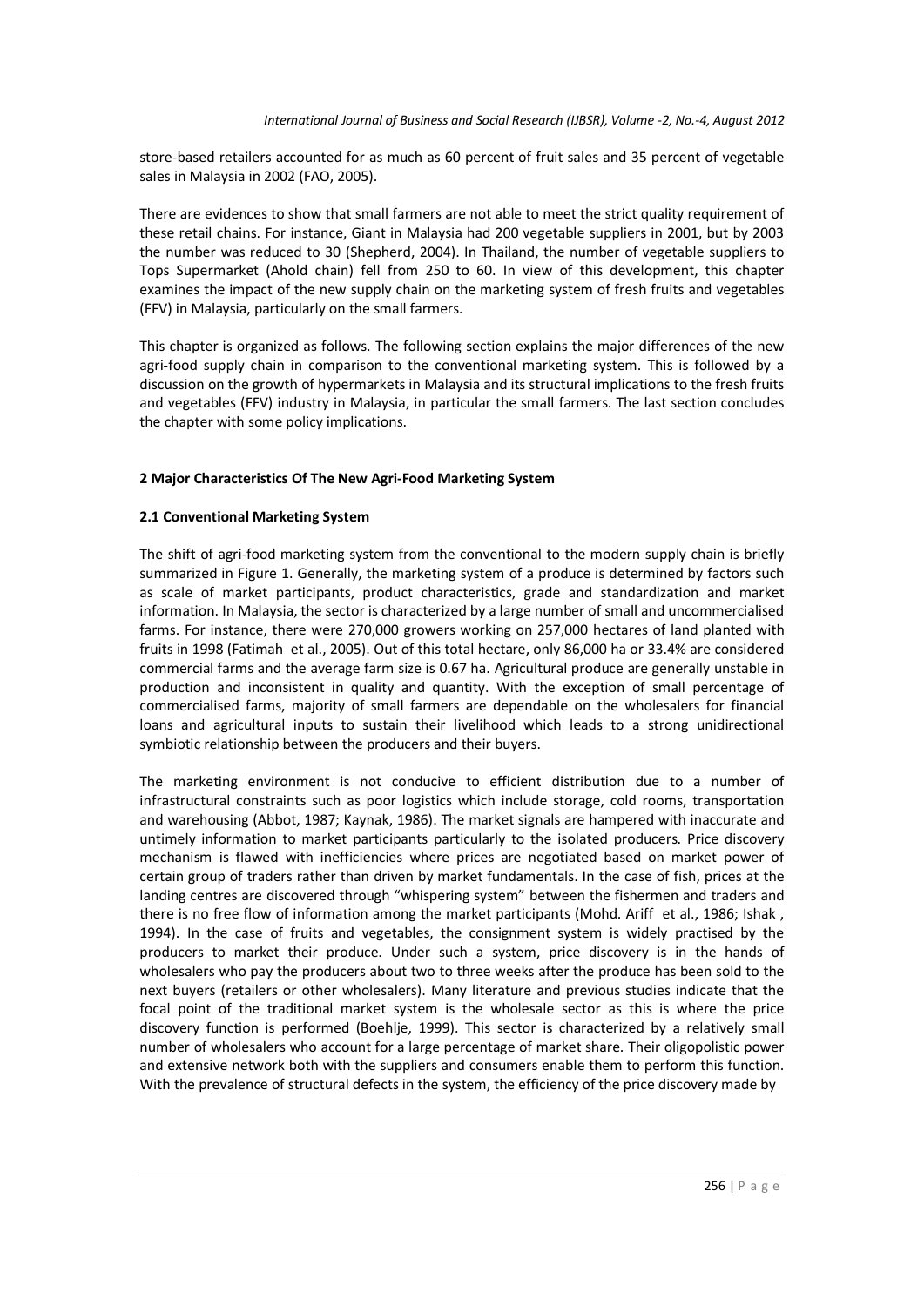store-based retailers accounted for as much as 60 percent of fruit sales and 35 percent of vegetable sales in Malaysia in 2002 (FAO, 2005).

There are evidences to show that small farmers are not able to meet the strict quality requirement of these retail chains. For instance, Giant in Malaysia had 200 vegetable suppliers in 2001, but by 2003 the number was reduced to 30 (Shepherd, 2004). In Thailand, the number of vegetable suppliers to Tops Supermarket (Ahold chain) fell from 250 to 60. In view of this development, this chapter examines the impact of the new supply chain on the marketing system of fresh fruits and vegetables (FFV) in Malaysia, particularly on the small farmers.

This chapter is organized as follows. The following section explains the major differences of the new agri-food supply chain in comparison to the conventional marketing system. This is followed by a discussion on the growth of hypermarkets in Malaysia and its structural implications to the fresh fruits and vegetables (FFV) industry in Malaysia, in particular the small farmers. The last section concludes the chapter with some policy implications.

## 2 Major Characteristics Of The New Agri-Food Marketing System

### 2.1 Conventional Marketing System

The shift of agri-food marketing system from the conventional to the modern supply chain is briefly summarized in Figure 1. Generally, the marketing system of a produce is determined by factors such as scale of market participants, product characteristics, grade and standardization and market information. In Malaysia, the sector is characterized by a large number of small and uncommercialised farms. For instance, there were 270,000 growers working on 257,000 hectares of land planted with fruits in 1998 (Fatimah et al., 2005). Out of this total hectare, only 86,000 ha or 33.4% are considered commercial farms and the average farm size is 0.67 ha. Agricultural produce are generally unstable in production and inconsistent in quality and quantity. With the exception of small percentage of commercialised farms, majority of small farmers are dependable on the wholesalers for financial loans and agricultural inputs to sustain their livelihood which leads to a strong unidirectional symbiotic relationship between the producers and their buyers.

The marketing environment is not conducive to efficient distribution due to a number of infrastructural constraints such as poor logistics which include storage, cold rooms, transportation and warehousing (Abbot, 1987; Kaynak, 1986). The market signals are hampered with inaccurate and untimely information to market participants particularly to the isolated producers. Price discovery mechanism is flawed with inefficiencies where prices are negotiated based on market power of certain group of traders rather than driven by market fundamentals. In the case of fish, prices at the landing centres are discovered through "whispering system" between the fishermen and traders and there is no free flow of information among the market participants (Mohd. Ariff et al., 1986; Ishak , 1994). In the case of fruits and vegetables, the consignment system is widely practised by the producers to market their produce. Under such a system, price discovery is in the hands of wholesalers who pay the producers about two to three weeks after the produce has been sold to the next buyers (retailers or other wholesalers). Many literature and previous studies indicate that the focal point of the traditional market system is the wholesale sector as this is where the price discovery function is performed (Boehlje, 1999). This sector is characterized by a relatively small number of wholesalers who account for a large percentage of market share. Their oligopolistic power and extensive network both with the suppliers and consumers enable them to perform this function. With the prevalence of structural defects in the system, the efficiency of the price discovery made by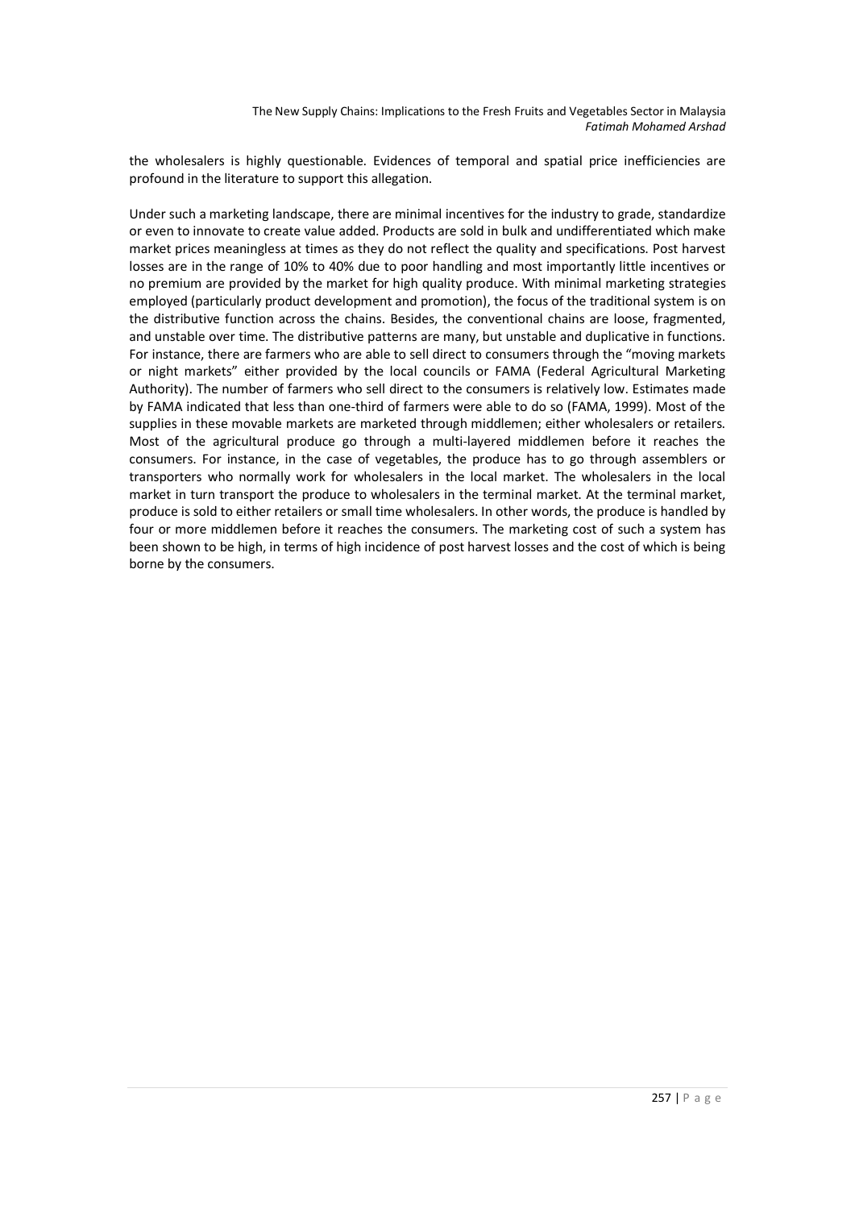the wholesalers is highly questionable. Evidences of temporal and spatial price inefficiencies are profound in the literature to support this allegation.

Under such a marketing landscape, there are minimal incentives for the industry to grade, standardize or even to innovate to create value added. Products are sold in bulk and undifferentiated which make market prices meaningless at times as they do not reflect the quality and specifications. Post harvest losses are in the range of 10% to 40% due to poor handling and most importantly little incentives or no premium are provided by the market for high quality produce. With minimal marketing strategies employed (particularly product development and promotion), the focus of the traditional system is on the distributive function across the chains. Besides, the conventional chains are loose, fragmented, and unstable over time. The distributive patterns are many, but unstable and duplicative in functions. For instance, there are farmers who are able to sell direct to consumers through the "moving markets or night markets" either provided by the local councils or FAMA (Federal Agricultural Marketing Authority). The number of farmers who sell direct to the consumers is relatively low. Estimates made by FAMA indicated that less than one-third of farmers were able to do so (FAMA, 1999). Most of the supplies in these movable markets are marketed through middlemen; either wholesalers or retailers. Most of the agricultural produce go through a multi-layered middlemen before it reaches the consumers. For instance, in the case of vegetables, the produce has to go through assemblers or transporters who normally work for wholesalers in the local market. The wholesalers in the local market in turn transport the produce to wholesalers in the terminal market. At the terminal market, produce is sold to either retailers or small time wholesalers. In other words, the produce is handled by four or more middlemen before it reaches the consumers. The marketing cost of such a system has been shown to be high, in terms of high incidence of post harvest losses and the cost of which is being borne by the consumers.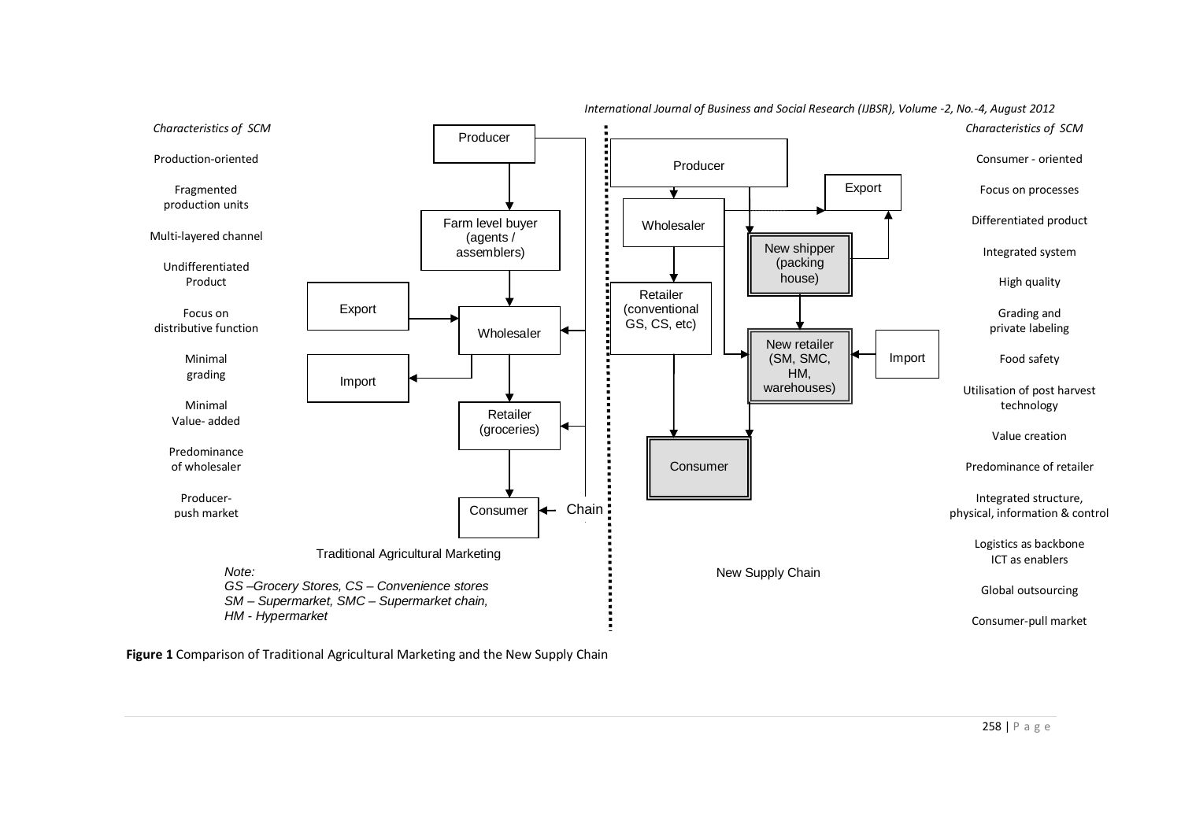*Characteristics of SCM*

- Production-oriented
- Fragmented production units
- Multi-layered channel
- Undifferentiated Product
- Focus on distributive function
- Minimal grading
- Minimal Value- added
- Predominance of wholesaler
- Producer-push market

Producer → Farm level buyer (agents / assemblers) → Wholesaler → Retailer (groceries) → Consumer

Export → Wholesaler; Wholesaler → Import; Chain

Traditional Agricultural Marketing

*Note:*
*GS –Grocery Stores, CS – Convenience stores*
*SM – Supermarket, SMC – Supermarket chain,*
*HM - Hypermarket*

Producer → Wholesaler → Retailer (conventional GS, CS, etc) → Consumer

Producer → New shipper (packing house) → New retailer (SM, SMC, HM, warehouses) → Consumer

Wholesaler → Export; New shipper (packing house) → Export; Wholesaler → New retailer; Import → New retailer

New Supply Chain

*Characteristics of SCM*

- Consumer - oriented
- Focus on processes
- Differentiated product
- Integrated system
- High quality
- Grading and private labeling
- Food safety
- Utilisation of post harvest technology
- Value creation
- Predominance of retailer
- Integrated structure, physical, information & control
- Logistics as backbone ICT as enablers
- Global outsourcing
- Consumer-pull market

**Figure 1** Comparison of Traditional Agricultural Marketing and the New Supply Chain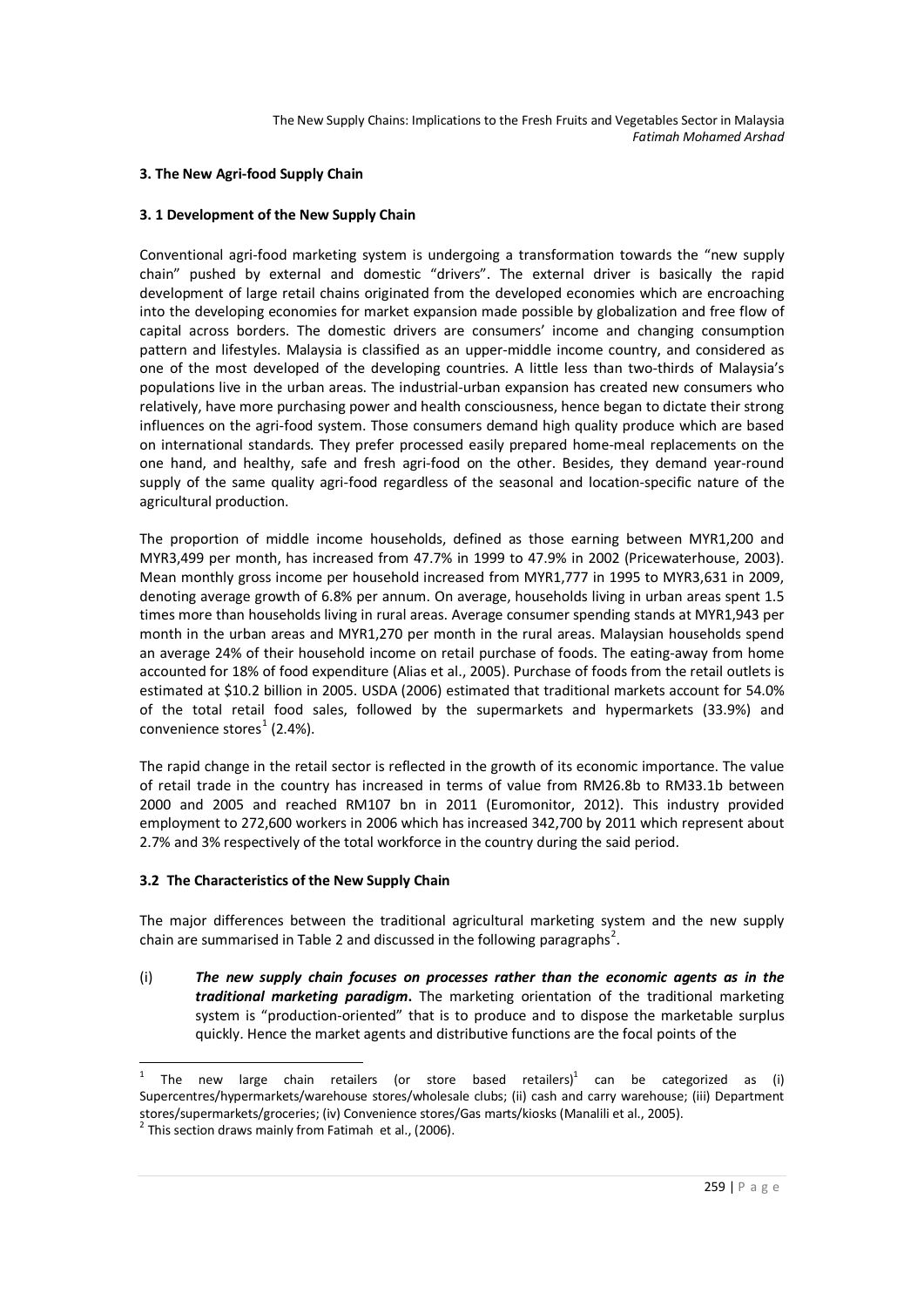### 3. The New Agri-food Supply Chain

### 3. 1 Development of the New Supply Chain

Conventional agri-food marketing system is undergoing a transformation towards the "new supply chain" pushed by external and domestic "drivers". The external driver is basically the rapid development of large retail chains originated from the developed economies which are encroaching into the developing economies for market expansion made possible by globalization and free flow of capital across borders. The domestic drivers are consumers' income and changing consumption pattern and lifestyles. Malaysia is classified as an upper-middle income country, and considered as one of the most developed of the developing countries. A little less than two-thirds of Malaysia's populations live in the urban areas. The industrial-urban expansion has created new consumers who relatively, have more purchasing power and health consciousness, hence began to dictate their strong influences on the agri-food system. Those consumers demand high quality produce which are based on international standards. They prefer processed easily prepared home-meal replacements on the one hand, and healthy, safe and fresh agri-food on the other. Besides, they demand year-round supply of the same quality agri-food regardless of the seasonal and location-specific nature of the agricultural production.

The proportion of middle income households, defined as those earning between MYR1,200 and MYR3,499 per month, has increased from 47.7% in 1999 to 47.9% in 2002 (Pricewaterhouse, 2003). Mean monthly gross income per household increased from MYR1,777 in 1995 to MYR3,631 in 2009, denoting average growth of 6.8% per annum. On average, households living in urban areas spent 1.5 times more than households living in rural areas. Average consumer spending stands at MYR1,943 per month in the urban areas and MYR1,270 per month in the rural areas. Malaysian households spend an average 24% of their household income on retail purchase of foods. The eating-away from home accounted for 18% of food expenditure (Alias et al., 2005). Purchase of foods from the retail outlets is estimated at $10.2 billion in 2005. USDA (2006) estimated that traditional markets account for 54.0% of the total retail food sales, followed by the supermarkets and hypermarkets (33.9%) and convenience stores[1] (2.4%).

The rapid change in the retail sector is reflected in the growth of its economic importance. The value of retail trade in the country has increased in terms of value from RM26.8b to RM33.1b between 2000 and 2005 and reached RM107 bn in 2011 (Euromonitor, 2012). This industry provided employment to 272,600 workers in 2006 which has increased 342,700 by 2011 which represent about 2.7% and 3% respectively of the total workforce in the country during the said period.

### 3.2 The Characteristics of the New Supply Chain

The major differences between the traditional agricultural marketing system and the new supply chain are summarised in Table 2 and discussed in the following paragraphs[2].

(i) ***The new supply chain focuses on processes rather than the economic agents as in the traditional marketing paradigm***. The marketing orientation of the traditional marketing system is "production-oriented" that is to produce and to dispose the marketable surplus quickly. Hence the market agents and distributive functions are the focal points of the

---

[1] The new large chain retailers (or store based retailers)[1] can be categorized as (i) Supercentres/hypermarkets/warehouse stores/wholesale clubs; (ii) cash and carry warehouse; (iii) Department stores/supermarkets/groceries; (iv) Convenience stores/Gas marts/kiosks (Manalili et al., 2005).

[2] This section draws mainly from Fatimah et al., (2006).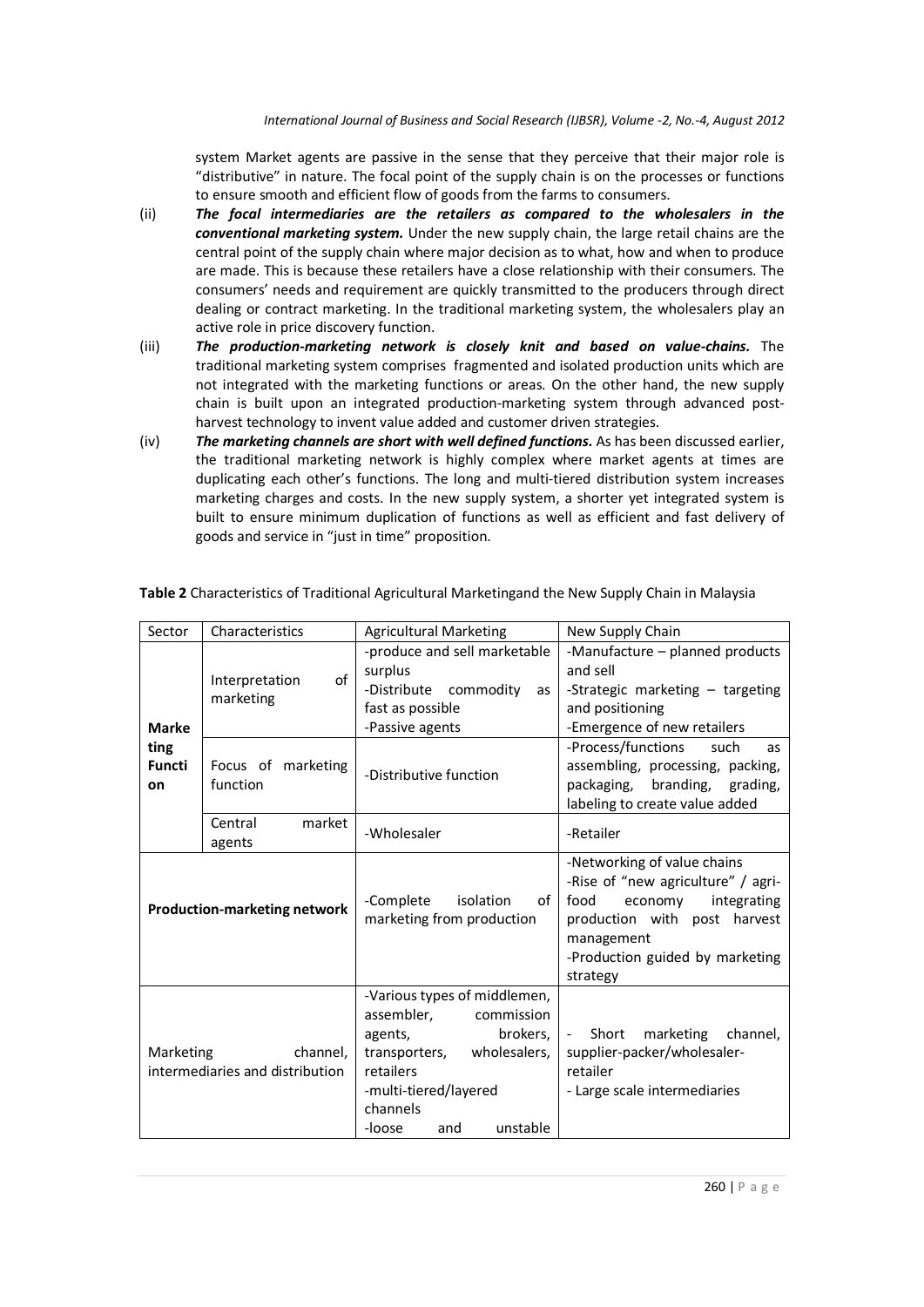system Market agents are passive in the sense that they perceive that their major role is "distributive" in nature. The focal point of the supply chain is on the processes or functions to ensure smooth and efficient flow of goods from the farms to consumers.

(ii) ***The focal intermediaries are the retailers as compared to the wholesalers in the conventional marketing system.*** Under the new supply chain, the large retail chains are the central point of the supply chain where major decision as to what, how and when to produce are made. This is because these retailers have a close relationship with their consumers. The consumers' needs and requirement are quickly transmitted to the producers through direct dealing or contract marketing. In the traditional marketing system, the wholesalers play an active role in price discovery function.

(iii) ***The production-marketing network is closely knit and based on value-chains.*** The traditional marketing system comprises fragmented and isolated production units which are not integrated with the marketing functions or areas. On the other hand, the new supply chain is built upon an integrated production-marketing system through advanced post-harvest technology to invent value added and customer driven strategies.

(iv) ***The marketing channels are short with well defined functions.*** As has been discussed earlier, the traditional marketing network is highly complex where market agents at times are duplicating each other's functions. The long and multi-tiered distribution system increases marketing charges and costs. In the new supply system, a shorter yet integrated system is built to ensure minimum duplication of functions as well as efficient and fast delivery of goods and service in "just in time" proposition.

**Table 2** Characteristics of Traditional Agricultural Marketingand the New Supply Chain in Malaysia

| Sector | Characteristics | Agricultural Marketing | New Supply Chain |
|---|---|---|---|
| **Marketing Function** | Interpretation of marketing | -produce and sell marketable surplus<br>-Distribute commodity as fast as possible<br>-Passive agents | -Manufacture – planned products and sell<br>-Strategic marketing – targeting and positioning<br>-Emergence of new retailers |
| | Focus of marketing function | -Distributive function | -Process/functions such as assembling, processing, packing, packaging, branding, grading, labeling to create value added |
| | Central market agents | -Wholesaler | -Retailer |
| **Production-marketing network** | | -Complete isolation of marketing from production | -Networking of value chains<br>-Rise of "new agriculture" / agri-food economy integrating production with post harvest management<br>-Production guided by marketing strategy |
| Marketing channel, intermediaries and distribution | | -Various types of middlemen, assembler, commission agents, brokers, transporters, wholesalers, retailers<br>-multi-tiered/layered channels<br>-loose and unstable | - Short marketing channel, supplier-packer/wholesaler-retailer<br>- Large scale intermediaries |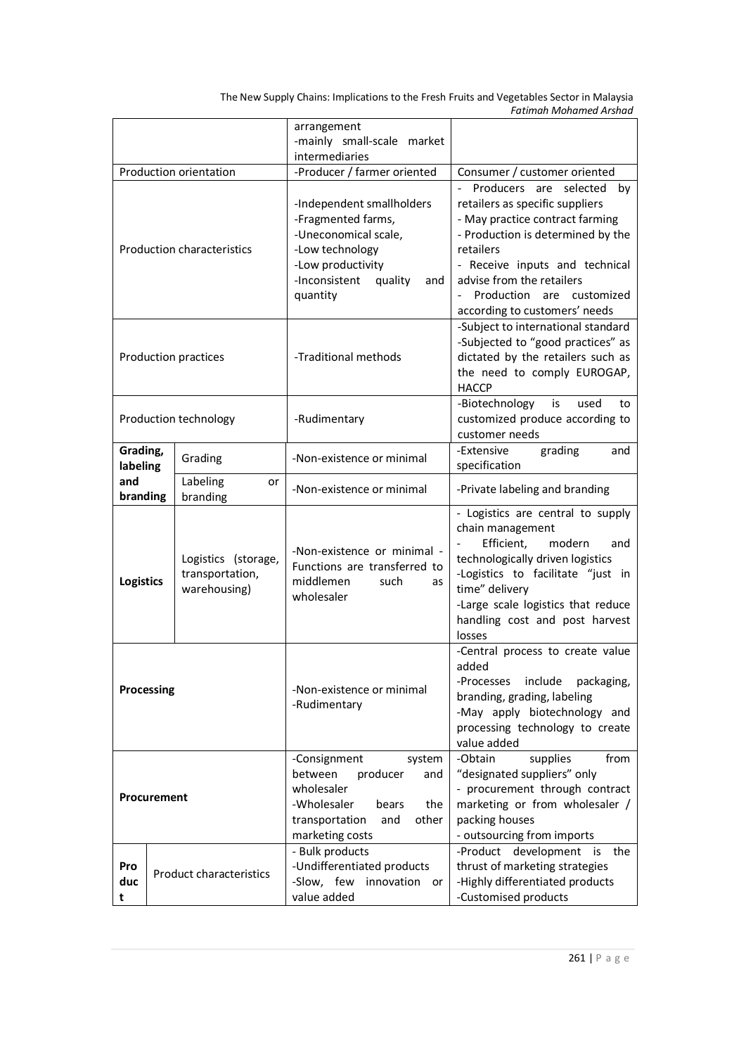| | | arrangement<br>-mainly small-scale market intermediaries | |
|---|---|---|---|
| Production orientation | | -Producer / farmer oriented | Consumer / customer oriented |
| Production characteristics | | -Independent smallholders<br>-Fragmented farms,<br>-Uneconomical scale,<br>-Low technology<br>-Low productivity<br>-Inconsistent quality and quantity | - Producers are selected by retailers as specific suppliers<br>- May practice contract farming<br>- Production is determined by the retailers<br>- Receive inputs and technical advise from the retailers<br>- Production are customized according to customers' needs |
| Production practices | | -Traditional methods | -Subject to international standard<br>-Subjected to "good practices" as dictated by the retailers such as the need to comply EUROGAP, HACCP |
| Production technology | | -Rudimentary | -Biotechnology is used to customized produce according to customer needs |
| **Grading, labeling and branding** | Grading | -Non-existence or minimal | -Extensive grading and specification |
| | Labeling or branding | -Non-existence or minimal | -Private labeling and branding |
| **Logistics** | Logistics (storage, transportation, warehousing) | -Non-existence or minimal -Functions are transferred to middlemen such as wholesaler | - Logistics are central to supply chain management<br>- Efficient, modern and technologically driven logistics<br>-Logistics to facilitate "just in time" delivery<br>-Large scale logistics that reduce handling cost and post harvest losses |
| **Processing** | | -Non-existence or minimal<br>-Rudimentary | -Central process to create value added<br>-Processes include packaging, branding, grading, labeling<br>-May apply biotechnology and processing technology to create value added |
| **Procurement** | | -Consignment system between producer and wholesaler<br>-Wholesaler bears the transportation and other marketing costs | -Obtain supplies from "designated suppliers" only<br>- procurement through contract marketing or from wholesaler / packing houses<br>- outsourcing from imports |
| **Product** | Product characteristics | - Bulk products<br>-Undifferentiated products<br>-Slow, few innovation or value added | -Product development is the thrust of marketing strategies<br>-Highly differentiated products<br>-Customised products |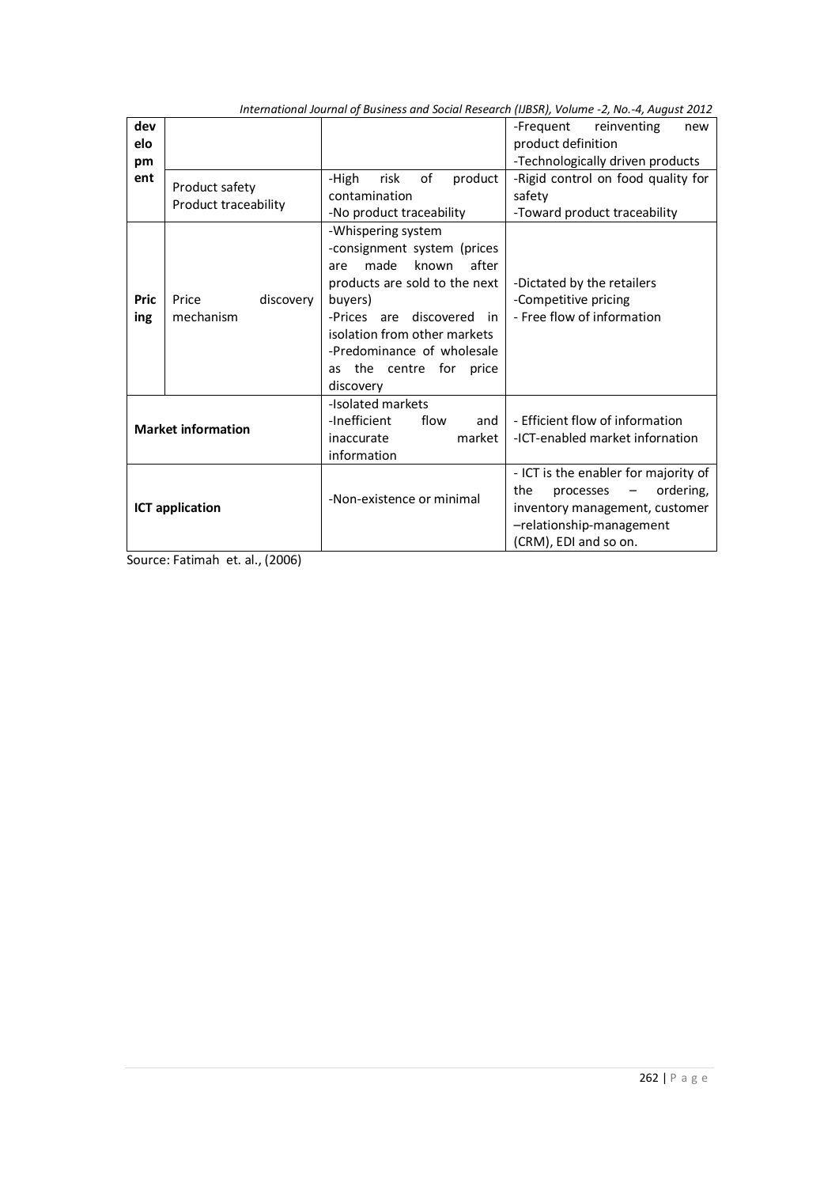| dev elo pm ent | | | -Frequent reinventing new product definition<br>-Technologically driven products |
|---|---|---|---|
| | Product safety<br>Product traceability | -High risk of product contamination<br>-No product traceability | -Rigid control on food quality for safety<br>-Toward product traceability |
| Pric ing | Price discovery mechanism | -Whispering system<br>-consignment system (prices are made known after products are sold to the next buyers)<br>-Prices are discovered in isolation from other markets<br>-Predominance of wholesale as the centre for price discovery | -Dictated by the retailers<br>-Competitive pricing<br>- Free flow of information |
| **Market information** | | -Isolated markets<br>-Inefficient flow and inaccurate market information | - Efficient flow of information<br>-ICT-enabled market infornation |
| **ICT application** | | -Non-existence or minimal | - ICT is the enabler for majority of the processes – ordering, inventory management, customer –relationship-management (CRM), EDI and so on. |

Source: Fatimah et. al., (2006)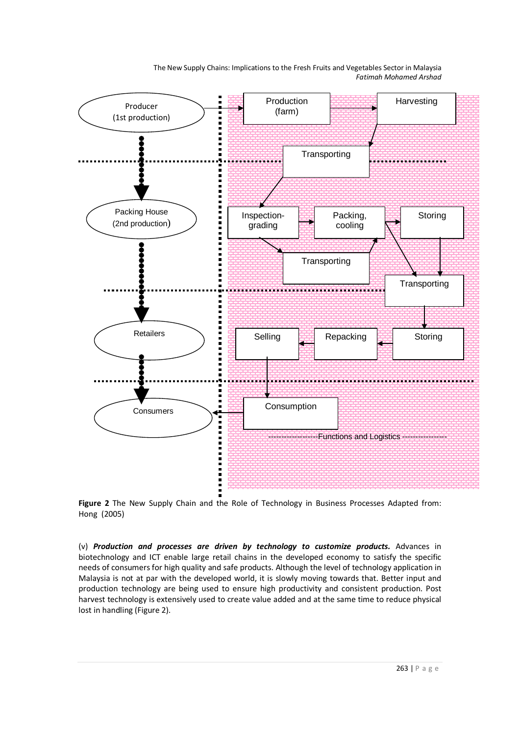Producer (1st production)

Production (farm) → Harvesting → Transporting

Packing House (2nd production)

Inspection-grading → Packing, cooling → Storing

Transporting

Transporting

Retailers

Selling ← Repacking ← Storing

Consumers

Consumption

------------------Functions and Logistics ----------------

**Figure 2** The New Supply Chain and the Role of Technology in Business Processes Adapted from: Hong (2005)

(v) ***Production and processes are driven by technology to customize products.*** Advances in biotechnology and ICT enable large retail chains in the developed economy to satisfy the specific needs of consumers for high quality and safe products. Although the level of technology application in Malaysia is not at par with the developed world, it is slowly moving towards that. Better input and production technology are being used to ensure high productivity and consistent production. Post harvest technology is extensively used to create value added and at the same time to reduce physical lost in handling (Figure 2).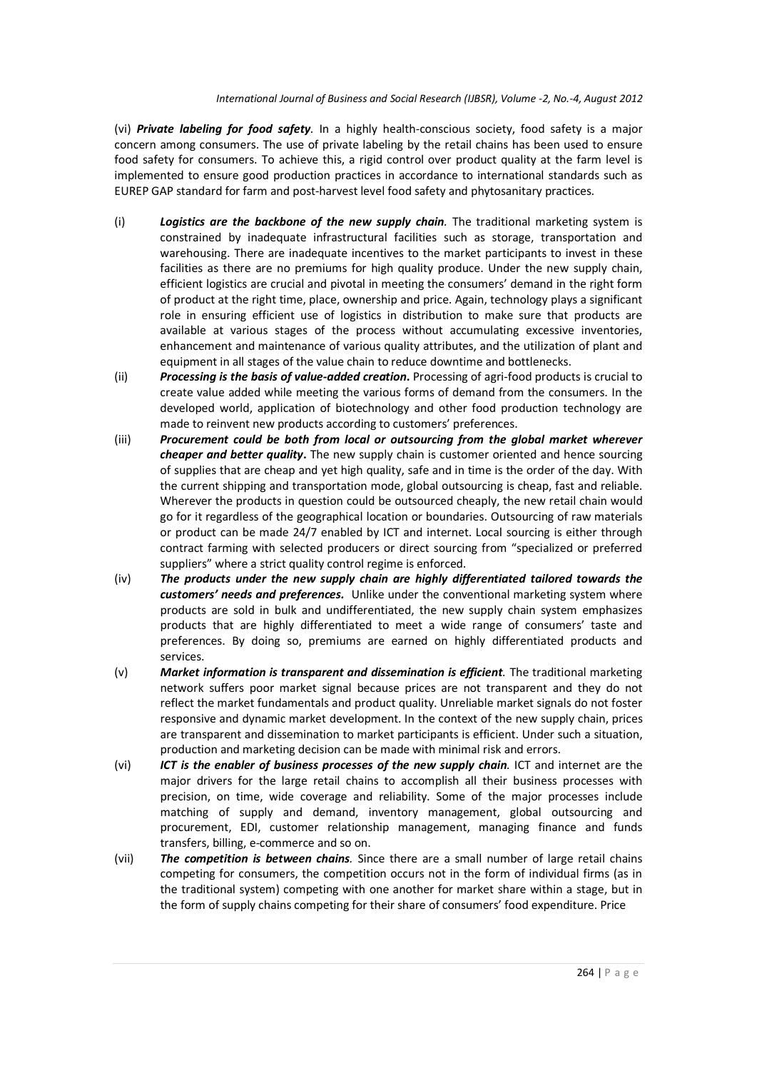(vi) ***Private labeling for food safety.*** In a highly health-conscious society, food safety is a major concern among consumers. The use of private labeling by the retail chains has been used to ensure food safety for consumers. To achieve this, a rigid control over product quality at the farm level is implemented to ensure good production practices in accordance to international standards such as EUREP GAP standard for farm and post-harvest level food safety and phytosanitary practices.

(i) ***Logistics are the backbone of the new supply chain.*** The traditional marketing system is constrained by inadequate infrastructural facilities such as storage, transportation and warehousing. There are inadequate incentives to the market participants to invest in these facilities as there are no premiums for high quality produce. Under the new supply chain, efficient logistics are crucial and pivotal in meeting the consumers' demand in the right form of product at the right time, place, ownership and price. Again, technology plays a significant role in ensuring efficient use of logistics in distribution to make sure that products are available at various stages of the process without accumulating excessive inventories, enhancement and maintenance of various quality attributes, and the utilization of plant and equipment in all stages of the value chain to reduce downtime and bottlenecks.

(ii) ***Processing is the basis of value-added creation.*** Processing of agri-food products is crucial to create value added while meeting the various forms of demand from the consumers. In the developed world, application of biotechnology and other food production technology are made to reinvent new products according to customers' preferences.

(iii) ***Procurement could be both from local or outsourcing from the global market wherever cheaper and better quality.*** The new supply chain is customer oriented and hence sourcing of supplies that are cheap and yet high quality, safe and in time is the order of the day. With the current shipping and transportation mode, global outsourcing is cheap, fast and reliable. Wherever the products in question could be outsourced cheaply, the new retail chain would go for it regardless of the geographical location or boundaries. Outsourcing of raw materials or product can be made 24/7 enabled by ICT and internet. Local sourcing is either through contract farming with selected producers or direct sourcing from "specialized or preferred suppliers" where a strict quality control regime is enforced.

(iv) ***The products under the new supply chain are highly differentiated tailored towards the customers' needs and preferences.*** Unlike under the conventional marketing system where products are sold in bulk and undifferentiated, the new supply chain system emphasizes products that are highly differentiated to meet a wide range of consumers' taste and preferences. By doing so, premiums are earned on highly differentiated products and services.

(v) ***Market information is transparent and dissemination is efficient.*** The traditional marketing network suffers poor market signal because prices are not transparent and they do not reflect the market fundamentals and product quality. Unreliable market signals do not foster responsive and dynamic market development. In the context of the new supply chain, prices are transparent and dissemination to market participants is efficient. Under such a situation, production and marketing decision can be made with minimal risk and errors.

(vi) ***ICT is the enabler of business processes of the new supply chain.*** ICT and internet are the major drivers for the large retail chains to accomplish all their business processes with precision, on time, wide coverage and reliability. Some of the major processes include matching of supply and demand, inventory management, global outsourcing and procurement, EDI, customer relationship management, managing finance and funds transfers, billing, e-commerce and so on.

(vii) ***The competition is between chains.*** Since there are a small number of large retail chains competing for consumers, the competition occurs not in the form of individual firms (as in the traditional system) competing with one another for market share within a stage, but in the form of supply chains competing for their share of consumers' food expenditure. Price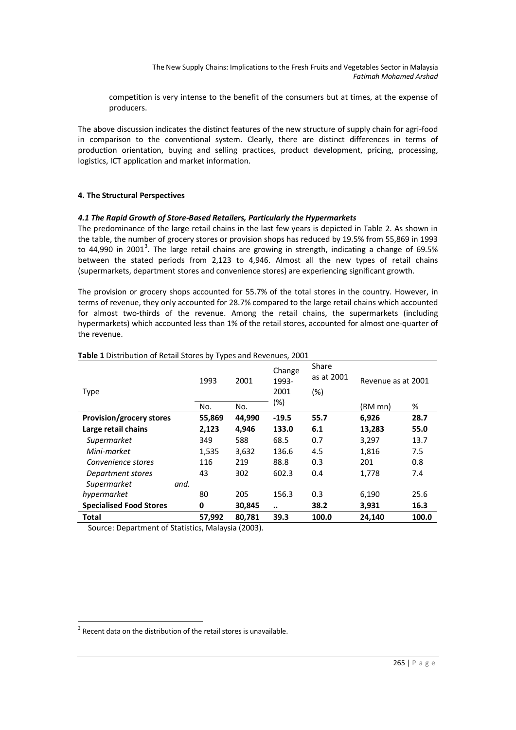competition is very intense to the benefit of the consumers but at times, at the expense of producers.

The above discussion indicates the distinct features of the new structure of supply chain for agri-food in comparison to the conventional system. Clearly, there are distinct differences in terms of production orientation, buying and selling practices, product development, pricing, processing, logistics, ICT application and market information.

### 4. The Structural Perspectives

#### *4.1 The Rapid Growth of Store-Based Retailers, Particularly the Hypermarkets*

The predominance of the large retail chains in the last few years is depicted in Table 2. As shown in the table, the number of grocery stores or provision shops has reduced by 19.5% from 55,869 in 1993 to 44,990 in 2001[3]. The large retail chains are growing in strength, indicating a change of 69.5% between the stated periods from 2,123 to 4,946. Almost all the new types of retail chains (supermarkets, department stores and convenience stores) are experiencing significant growth.

The provision or grocery shops accounted for 55.7% of the total stores in the country. However, in terms of revenue, they only accounted for 28.7% compared to the large retail chains which accounted for almost two-thirds of the revenue. Among the retail chains, the supermarkets (including hypermarkets) which accounted less than 1% of the retail stores, accounted for almost one-quarter of the revenue.

**Table 1** Distribution of Retail Stores by Types and Revenues, 2001

| Type | 1993 | 2001 | Change 1993-2001 (%) | Share as at 2001 (%) | Revenue as at 2001 | |
|---|---|---|---|---|---|---|
| | No. | No. | | | (RM mn) | % |
| **Provision/grocery stores** | **55,869** | **44,990** | **-19.5** | **55.7** | **6,926** | **28.7** |
| **Large retail chains** | **2,123** | **4,946** | **133.0** | **6.1** | **13,283** | **55.0** |
| *Supermarket* | 349 | 588 | 68.5 | 0.7 | 3,297 | 13.7 |
| *Mini-market* | 1,535 | 3,632 | 136.6 | 4.5 | 1,816 | 7.5 |
| *Convenience stores* | 116 | 219 | 88.8 | 0.3 | 201 | 0.8 |
| *Department stores* | 43 | 302 | 602.3 | 0.4 | 1,778 | 7.4 |
| *Supermarket and hypermarket* | 80 | 205 | 156.3 | 0.3 | 6,190 | 25.6 |
| **Specialised Food Stores** | **0** | **30,845** | **..** | **38.2** | **3,931** | **16.3** |
| **Total** | **57,992** | **80,781** | **39.3** | **100.0** | **24,140** | **100.0** |

Source: Department of Statistics, Malaysia (2003).

[3] Recent data on the distribution of the retail stores is unavailable.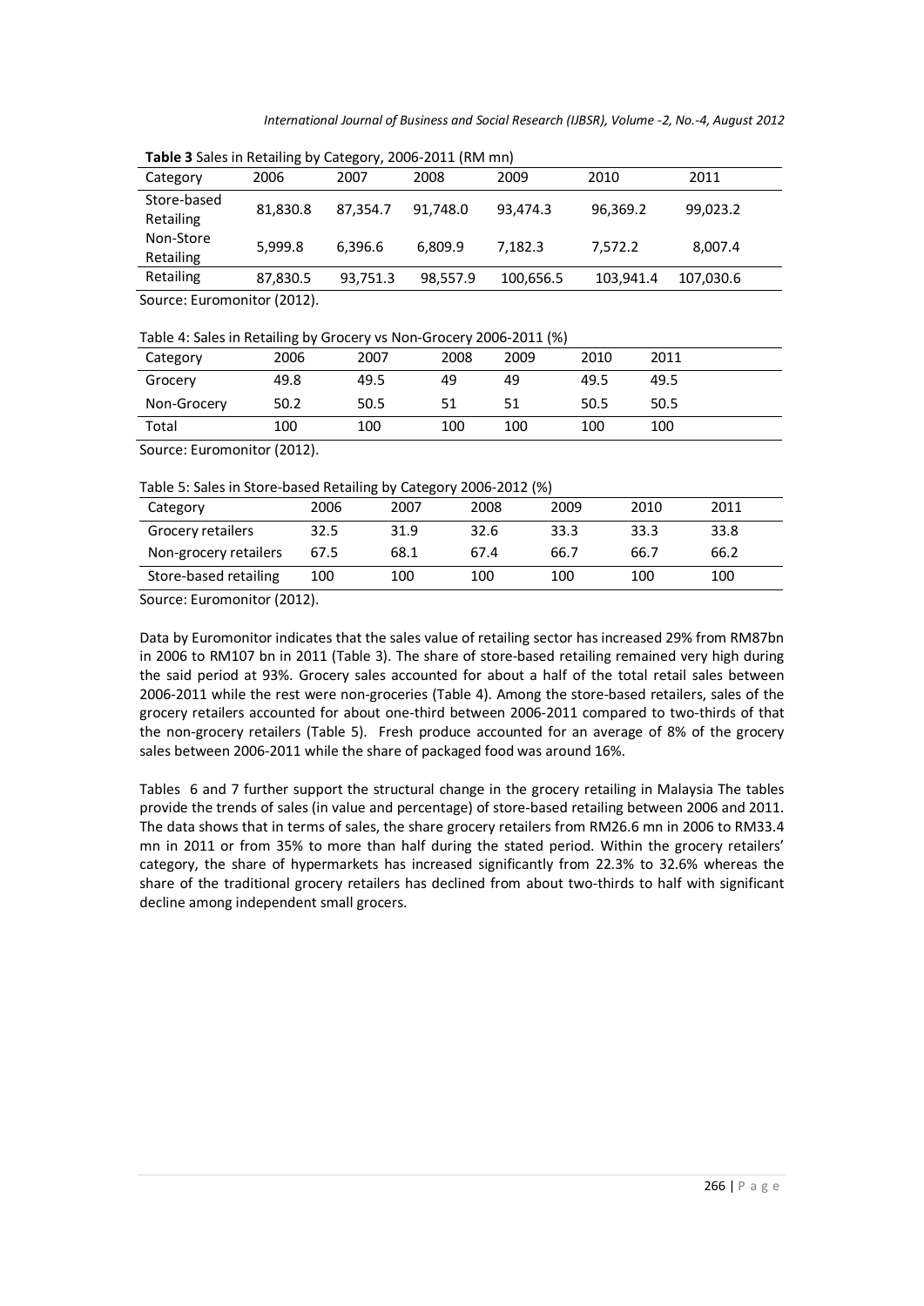**Table 3** Sales in Retailing by Category, 2006-2011 (RM mn)

| Category | 2006 | 2007 | 2008 | 2009 | 2010 | 2011 |
|---|---|---|---|---|---|---|
| Store-based Retailing | 81,830.8 | 87,354.7 | 91,748.0 | 93,474.3 | 96,369.2 | 99,023.2 |
| Non-Store Retailing | 5,999.8 | 6,396.6 | 6,809.9 | 7,182.3 | 7,572.2 | 8,007.4 |
| Retailing | 87,830.5 | 93,751.3 | 98,557.9 | 100,656.5 | 103,941.4 | 107,030.6 |

Source: Euromonitor (2012).

Table 4: Sales in Retailing by Grocery vs Non-Grocery 2006-2011 (%)

| Category | 2006 | 2007 | 2008 | 2009 | 2010 | 2011 |
|---|---|---|---|---|---|---|
| Grocery | 49.8 | 49.5 | 49 | 49 | 49.5 | 49.5 |
| Non-Grocery | 50.2 | 50.5 | 51 | 51 | 50.5 | 50.5 |
| Total | 100 | 100 | 100 | 100 | 100 | 100 |

Source: Euromonitor (2012).

Table 5: Sales in Store-based Retailing by Category 2006-2012 (%)

| Category | 2006 | 2007 | 2008 | 2009 | 2010 | 2011 |
|---|---|---|---|---|---|---|
| Grocery retailers | 32.5 | 31.9 | 32.6 | 33.3 | 33.3 | 33.8 |
| Non-grocery retailers | 67.5 | 68.1 | 67.4 | 66.7 | 66.7 | 66.2 |
| Store-based retailing | 100 | 100 | 100 | 100 | 100 | 100 |

Source: Euromonitor (2012).

Data by Euromonitor indicates that the sales value of retailing sector has increased 29% from RM87bn in 2006 to RM107 bn in 2011 (Table 3). The share of store-based retailing remained very high during the said period at 93%. Grocery sales accounted for about a half of the total retail sales between 2006-2011 while the rest were non-groceries (Table 4). Among the store-based retailers, sales of the grocery retailers accounted for about one-third between 2006-2011 compared to two-thirds of that the non-grocery retailers (Table 5). Fresh produce accounted for an average of 8% of the grocery sales between 2006-2011 while the share of packaged food was around 16%.

Tables 6 and 7 further support the structural change in the grocery retailing in Malaysia The tables provide the trends of sales (in value and percentage) of store-based retailing between 2006 and 2011. The data shows that in terms of sales, the share grocery retailers from RM26.6 mn in 2006 to RM33.4 mn in 2011 or from 35% to more than half during the stated period. Within the grocery retailers' category, the share of hypermarkets has increased significantly from 22.3% to 32.6% whereas the share of the traditional grocery retailers has declined from about two-thirds to half with significant decline among independent small grocers.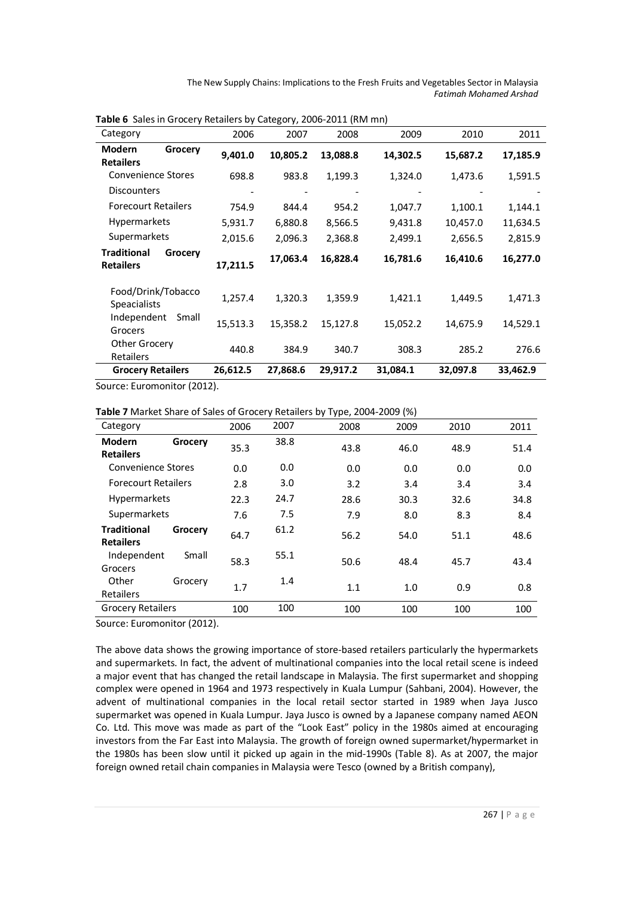**Table 6** Sales in Grocery Retailers by Category, 2006-2011 (RM mn)

| Category | 2006 | 2007 | 2008 | 2009 | 2010 | 2011 |
|---|---|---|---|---|---|---|
| **Modern Grocery Retailers** | **9,401.0** | **10,805.2** | **13,088.8** | **14,302.5** | **15,687.2** | **17,185.9** |
| Convenience Stores | 698.8 | 983.8 | 1,199.3 | 1,324.0 | 1,473.6 | 1,591.5 |
| Discounters | - | - | - | - | - | - |
| Forecourt Retailers | 754.9 | 844.4 | 954.2 | 1,047.7 | 1,100.1 | 1,144.1 |
| Hypermarkets | 5,931.7 | 6,880.8 | 8,566.5 | 9,431.8 | 10,457.0 | 11,634.5 |
| Supermarkets | 2,015.6 | 2,096.3 | 2,368.8 | 2,499.1 | 2,656.5 | 2,815.9 |
| **Traditional Grocery Retailers** | **17,211.5** | **17,063.4** | **16,828.4** | **16,781.6** | **16,410.6** | **16,277.0** |
| Food/Drink/Tobacco Speacialists | 1,257.4 | 1,320.3 | 1,359.9 | 1,421.1 | 1,449.5 | 1,471.3 |
| Independent Small Grocers | 15,513.3 | 15,358.2 | 15,127.8 | 15,052.2 | 14,675.9 | 14,529.1 |
| Other Grocery Retailers | 440.8 | 384.9 | 340.7 | 308.3 | 285.2 | 276.6 |
| **Grocery Retailers** | **26,612.5** | **27,868.6** | **29,917.2** | **31,084.1** | **32,097.8** | **33,462.9** |

Source: Euromonitor (2012).

**Table 7** Market Share of Sales of Grocery Retailers by Type, 2004-2009 (%)

| Category | 2006 | 2007 | 2008 | 2009 | 2010 | 2011 |
|---|---|---|---|---|---|---|
| **Modern Grocery Retailers** | 35.3 | 38.8 | 43.8 | 46.0 | 48.9 | 51.4 |
| Convenience Stores | 0.0 | 0.0 | 0.0 | 0.0 | 0.0 | 0.0 |
| Forecourt Retailers | 2.8 | 3.0 | 3.2 | 3.4 | 3.4 | 3.4 |
| Hypermarkets | 22.3 | 24.7 | 28.6 | 30.3 | 32.6 | 34.8 |
| Supermarkets | 7.6 | 7.5 | 7.9 | 8.0 | 8.3 | 8.4 |
| **Traditional Grocery Retailers** | 64.7 | 61.2 | 56.2 | 54.0 | 51.1 | 48.6 |
| Independent Small Grocers | 58.3 | 55.1 | 50.6 | 48.4 | 45.7 | 43.4 |
| Other Grocery Retailers | 1.7 | 1.4 | 1.1 | 1.0 | 0.9 | 0.8 |
| Grocery Retailers | 100 | 100 | 100 | 100 | 100 | 100 |

Source: Euromonitor (2012).

The above data shows the growing importance of store-based retailers particularly the hypermarkets and supermarkets. In fact, the advent of multinational companies into the local retail scene is indeed a major event that has changed the retail landscape in Malaysia. The first supermarket and shopping complex were opened in 1964 and 1973 respectively in Kuala Lumpur (Sahbani, 2004). However, the advent of multinational companies in the local retail sector started in 1989 when Jaya Jusco supermarket was opened in Kuala Lumpur. Jaya Jusco is owned by a Japanese company named AEON Co. Ltd. This move was made as part of the "Look East" policy in the 1980s aimed at encouraging investors from the Far East into Malaysia. The growth of foreign owned supermarket/hypermarket in the 1980s has been slow until it picked up again in the mid-1990s (Table 8). As at 2007, the major foreign owned retail chain companies in Malaysia were Tesco (owned by a British company),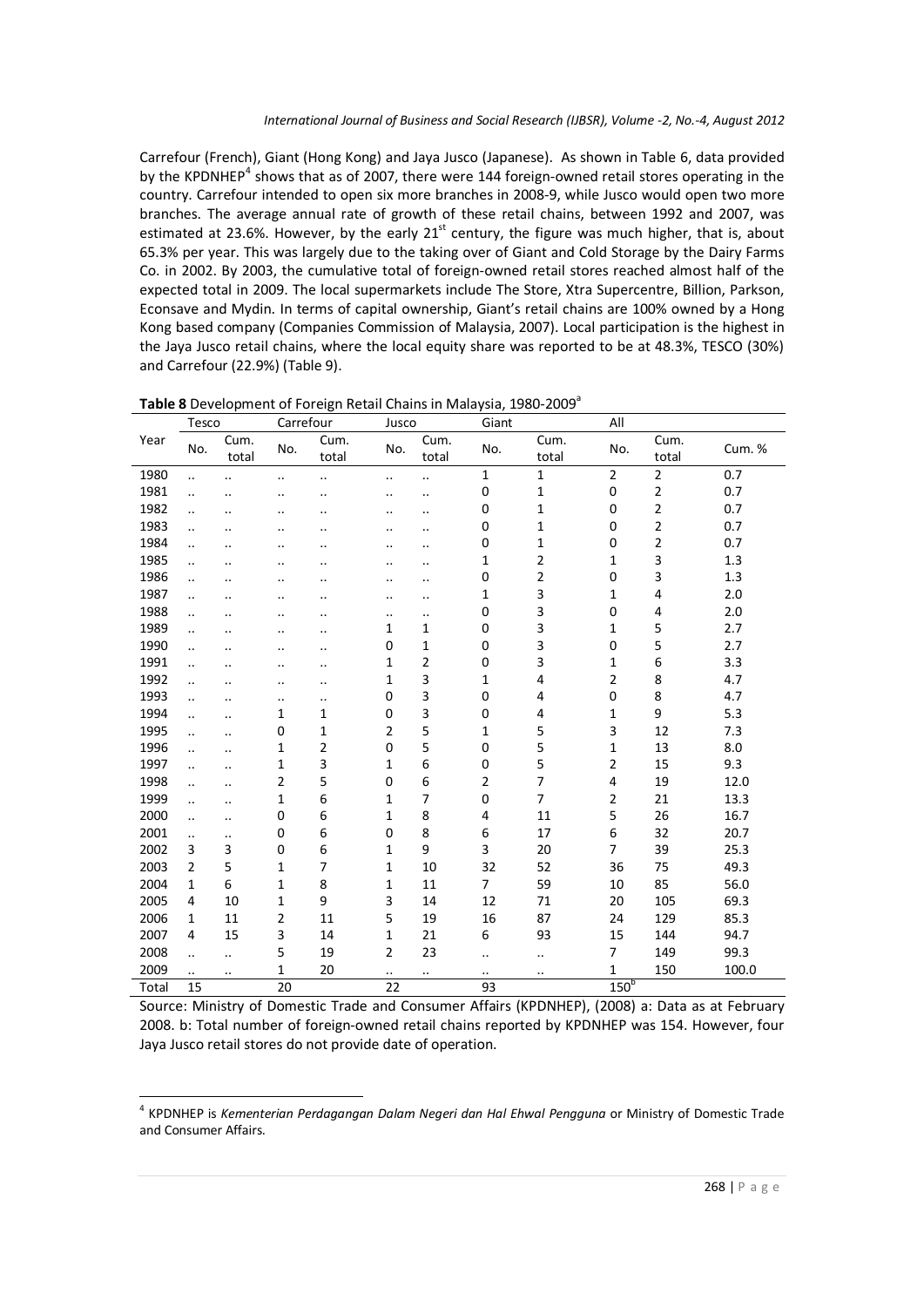Carrefour (French), Giant (Hong Kong) and Jaya Jusco (Japanese). As shown in Table 6, data provided by the KPDNHEP[4] shows that as of 2007, there were 144 foreign-owned retail stores operating in the country. Carrefour intended to open six more branches in 2008-9, while Jusco would open two more branches. The average annual rate of growth of these retail chains, between 1992 and 2007, was estimated at 23.6%. However, by the early 21[st] century, the figure was much higher, that is, about 65.3% per year. This was largely due to the taking over of Giant and Cold Storage by the Dairy Farms Co. in 2002. By 2003, the cumulative total of foreign-owned retail stores reached almost half of the expected total in 2009. The local supermarkets include The Store, Xtra Supercentre, Billion, Parkson, Econsave and Mydin. In terms of capital ownership, Giant's retail chains are 100% owned by a Hong Kong based company (Companies Commission of Malaysia, 2007). Local participation is the highest in the Jaya Jusco retail chains, where the local equity share was reported to be at 48.3%, TESCO (30%) and Carrefour (22.9%) (Table 9).

**Table 8** Development of Foreign Retail Chains in Malaysia, 1980-2009[a]

| Year | Tesco | | Carrefour | | Jusco | | Giant | | All | | |
|---|---|---|---|---|---|---|---|---|---|---|---|
| | No. | Cum. total | No. | Cum. total | No. | Cum. total | No. | Cum. total | No. | Cum. total | Cum. % |
| 1980 | .. | .. | .. | .. | .. | .. | 1 | 1 | 2 | 2 | 0.7 |
| 1981 | .. | .. | .. | .. | .. | .. | 0 | 1 | 0 | 2 | 0.7 |
| 1982 | .. | .. | .. | .. | .. | .. | 0 | 1 | 0 | 2 | 0.7 |
| 1983 | .. | .. | .. | .. | .. | .. | 0 | 1 | 0 | 2 | 0.7 |
| 1984 | .. | .. | .. | .. | .. | .. | 0 | 1 | 0 | 2 | 0.7 |
| 1985 | .. | .. | .. | .. | .. | .. | 1 | 2 | 1 | 3 | 1.3 |
| 1986 | .. | .. | .. | .. | .. | .. | 0 | 2 | 0 | 3 | 1.3 |
| 1987 | .. | .. | .. | .. | .. | .. | 1 | 3 | 1 | 4 | 2.0 |
| 1988 | .. | .. | .. | .. | .. | .. | 0 | 3 | 0 | 4 | 2.0 |
| 1989 | .. | .. | .. | .. | 1 | 1 | 0 | 3 | 1 | 5 | 2.7 |
| 1990 | .. | .. | .. | .. | 0 | 1 | 0 | 3 | 0 | 5 | 2.7 |
| 1991 | .. | .. | .. | .. | 1 | 2 | 0 | 3 | 1 | 6 | 3.3 |
| 1992 | .. | .. | .. | .. | 1 | 3 | 1 | 4 | 2 | 8 | 4.7 |
| 1993 | .. | .. | .. | .. | 0 | 3 | 0 | 4 | 0 | 8 | 4.7 |
| 1994 | .. | .. | 1 | 1 | 0 | 3 | 0 | 4 | 1 | 9 | 5.3 |
| 1995 | .. | .. | 0 | 1 | 2 | 5 | 1 | 5 | 3 | 12 | 7.3 |
| 1996 | .. | .. | 1 | 2 | 0 | 5 | 0 | 5 | 1 | 13 | 8.0 |
| 1997 | .. | .. | 1 | 3 | 1 | 6 | 0 | 5 | 2 | 15 | 9.3 |
| 1998 | .. | .. | 2 | 5 | 0 | 6 | 2 | 7 | 4 | 19 | 12.0 |
| 1999 | .. | .. | 1 | 6 | 1 | 7 | 0 | 7 | 2 | 21 | 13.3 |
| 2000 | .. | .. | 0 | 6 | 1 | 8 | 4 | 11 | 5 | 26 | 16.7 |
| 2001 | .. | .. | 0 | 6 | 0 | 8 | 6 | 17 | 6 | 32 | 20.7 |
| 2002 | 3 | 3 | 0 | 6 | 1 | 9 | 3 | 20 | 7 | 39 | 25.3 |
| 2003 | 2 | 5 | 1 | 7 | 1 | 10 | 32 | 52 | 36 | 75 | 49.3 |
| 2004 | 1 | 6 | 1 | 8 | 1 | 11 | 7 | 59 | 10 | 85 | 56.0 |
| 2005 | 4 | 10 | 1 | 9 | 3 | 14 | 12 | 71 | 20 | 105 | 69.3 |
| 2006 | 1 | 11 | 2 | 11 | 5 | 19 | 16 | 87 | 24 | 129 | 85.3 |
| 2007 | 4 | 15 | 3 | 14 | 1 | 21 | 6 | 93 | 15 | 144 | 94.7 |
| 2008 | .. | .. | 5 | 19 | 2 | 23 | .. | .. | 7 | 149 | 99.3 |
| 2009 | .. | .. | 1 | 20 | .. | .. | .. | .. | 1 | 150 | 100.0 |
| Total | 15 | | 20 | | 22 | | 93 | | 150[b] | | |

Source: Ministry of Domestic Trade and Consumer Affairs (KPDNHEP), (2008) a: Data as at February 2008. b: Total number of foreign-owned retail chains reported by KPDNHEP was 154. However, four Jaya Jusco retail stores do not provide date of operation.

[4] KPDNHEP is *Kementerian Perdagangan Dalam Negeri dan Hal Ehwal Pengguna* or Ministry of Domestic Trade and Consumer Affairs.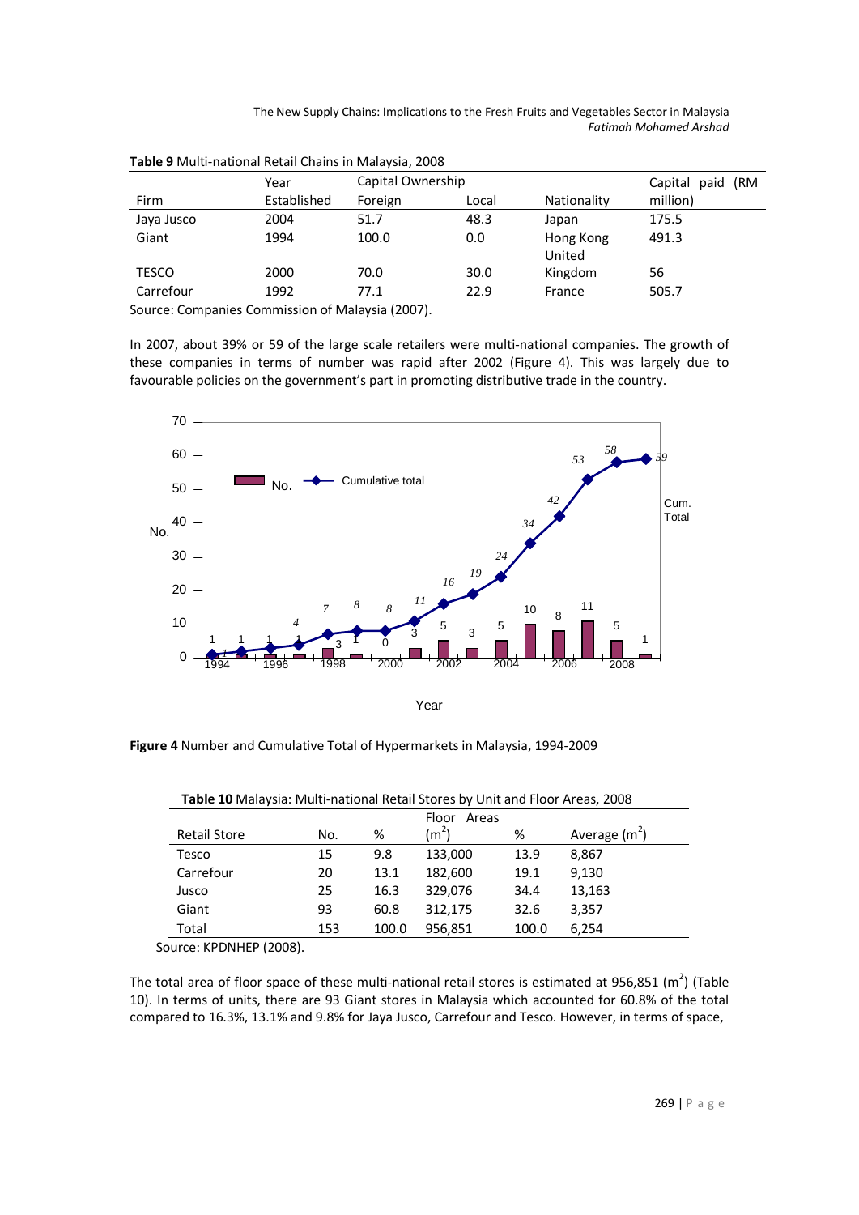**Table 9** Multi-national Retail Chains in Malaysia, 2008

| Firm | Year Established | Capital Ownership | | Nationality | Capital paid (RM million) |
|---|---|---|---|---|---|
| | | Foreign | Local | | |
| Jaya Jusco | 2004 | 51.7 | 48.3 | Japan | 175.5 |
| Giant | 1994 | 100.0 | 0.0 | Hong Kong | 491.3 |
| TESCO | 2000 | 70.0 | 30.0 | United Kingdom | 56 |
| Carrefour | 1992 | 77.1 | 22.9 | France | 505.7 |

Source: Companies Commission of Malaysia (2007).

In 2007, about 39% or 59 of the large scale retailers were multi-national companies. The growth of these companies in terms of number was rapid after 2002 (Figure 4). This was largely due to favourable policies on the government's part in promoting distributive trade in the country.

**Figure 4** Number and Cumulative Total of Hypermarkets in Malaysia, 1994-2009

**Table 10** Malaysia: Multi-national Retail Stores by Unit and Floor Areas, 2008

| Retail Store | No. | % | Floor Areas ($m^2$) | % | Average ($m^2$) |
|---|---|---|---|---|---|
| Tesco | 15 | 9.8 | 133,000 | 13.9 | 8,867 |
| Carrefour | 20 | 13.1 | 182,600 | 19.1 | 9,130 |
| Jusco | 25 | 16.3 | 329,076 | 34.4 | 13,163 |
| Giant | 93 | 60.8 | 312,175 | 32.6 | 3,357 |
| Total | 153 | 100.0 | 956,851 | 100.0 | 6,254 |

Source: KPDNHEP (2008).

The total area of floor space of these multi-national retail stores is estimated at 956,851 ($m^2$) (Table 10). In terms of units, there are 93 Giant stores in Malaysia which accounted for 60.8% of the total compared to 16.3%, 13.1% and 9.8% for Jaya Jusco, Carrefour and Tesco. However, in terms of space,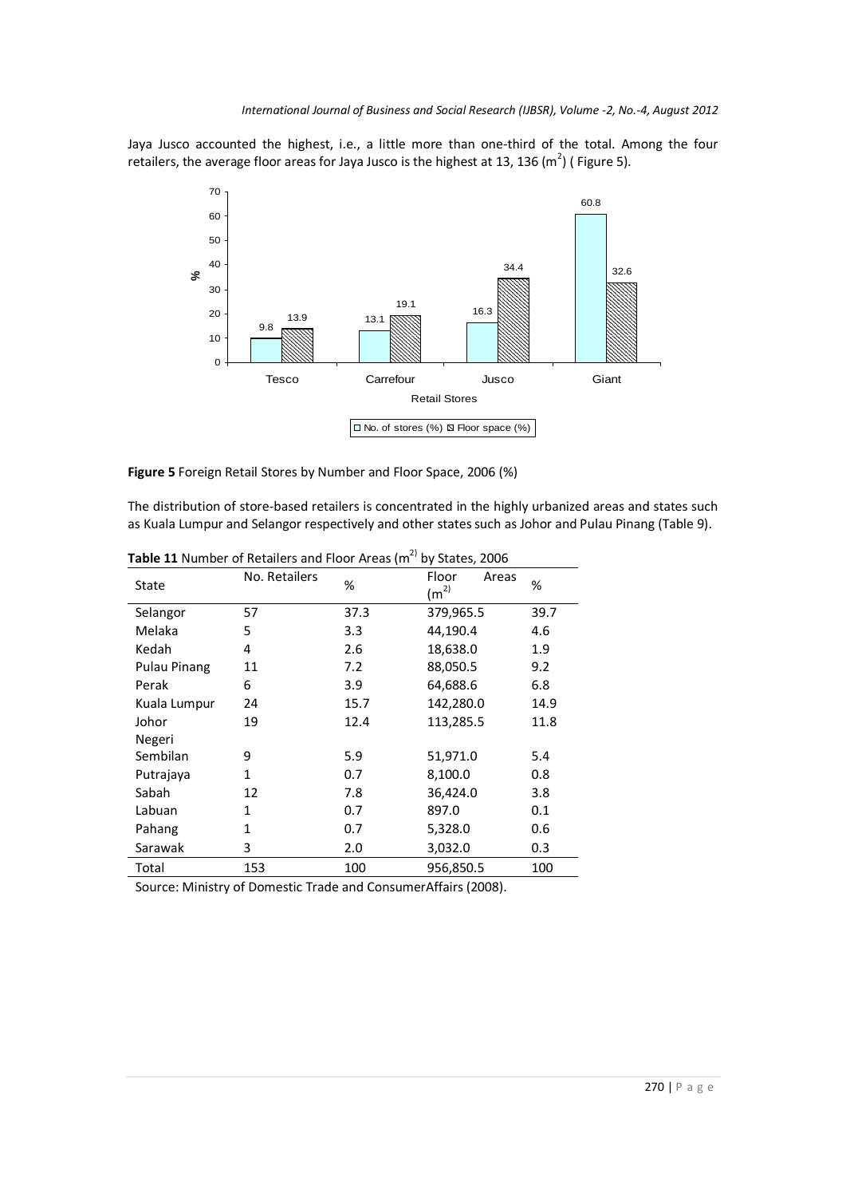Jaya Jusco accounted the highest, i.e., a little more than one-third of the total. Among the four retailers, the average floor areas for Jaya Jusco is the highest at 13, 136 ($m^2$) ( Figure 5).

**Figure 5** Foreign Retail Stores by Number and Floor Space, 2006 (%)

The distribution of store-based retailers is concentrated in the highly urbanized areas and states such as Kuala Lumpur and Selangor respectively and other states such as Johor and Pulau Pinang (Table 9).

**Table 11** Number of Retailers and Floor Areas ($m^2$) by States, 2006

| State | No. Retailers | % | Floor Areas ($m^2$) | % |
|---|---|---|---|---|
| Selangor | 57 | 37.3 | 379,965.5 | 39.7 |
| Melaka | 5 | 3.3 | 44,190.4 | 4.6 |
| Kedah | 4 | 2.6 | 18,638.0 | 1.9 |
| Pulau Pinang | 11 | 7.2 | 88,050.5 | 9.2 |
| Perak | 6 | 3.9 | 64,688.6 | 6.8 |
| Kuala Lumpur | 24 | 15.7 | 142,280.0 | 14.9 |
| Johor | 19 | 12.4 | 113,285.5 | 11.8 |
| Negeri Sembilan | 9 | 5.9 | 51,971.0 | 5.4 |
| Putrajaya | 1 | 0.7 | 8,100.0 | 0.8 |
| Sabah | 12 | 7.8 | 36,424.0 | 3.8 |
| Labuan | 1 | 0.7 | 897.0 | 0.1 |
| Pahang | 1 | 0.7 | 5,328.0 | 0.6 |
| Sarawak | 3 | 2.0 | 3,032.0 | 0.3 |
| Total | 153 | 100 | 956,850.5 | 100 |

Source: Ministry of Domestic Trade and ConsumerAffairs (2008).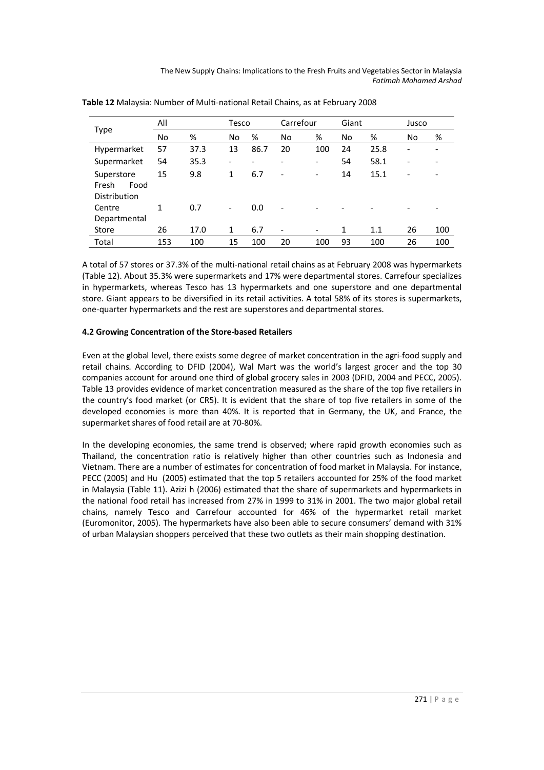**Table 12** Malaysia: Number of Multi-national Retail Chains, as at February 2008

| Type | All | | Tesco | | Carrefour | | Giant | | Jusco | |
|---|---|---|---|---|---|---|---|---|---|---|
| | No | % | No | % | No | % | No | % | No | % |
| Hypermarket | 57 | 37.3 | 13 | 86.7 | 20 | 100 | 24 | 25.8 | - | - |
| Supermarket | 54 | 35.3 | - | - | - | - | 54 | 58.1 | - | - |
| Superstore | 15 | 9.8 | 1 | 6.7 | - | - | 14 | 15.1 | - | - |
| Fresh Food Distribution Centre | 1 | 0.7 | - | 0.0 | - | - | - | - | - | - |
| Departmental Store | 26 | 17.0 | 1 | 6.7 | - | - | 1 | 1.1 | 26 | 100 |
| Total | 153 | 100 | 15 | 100 | 20 | 100 | 93 | 100 | 26 | 100 |

A total of 57 stores or 37.3% of the multi-national retail chains as at February 2008 was hypermarkets (Table 12). About 35.3% were supermarkets and 17% were departmental stores. Carrefour specializes in hypermarkets, whereas Tesco has 13 hypermarkets and one superstore and one departmental store. Giant appears to be diversified in its retail activities. A total 58% of its stores is supermarkets, one-quarter hypermarkets and the rest are superstores and departmental stores.

#### 4.2 Growing Concentration of the Store-based Retailers

Even at the global level, there exists some degree of market concentration in the agri-food supply and retail chains. According to DFID (2004), Wal Mart was the world's largest grocer and the top 30 companies account for around one third of global grocery sales in 2003 (DFID, 2004 and PECC, 2005). Table 13 provides evidence of market concentration measured as the share of the top five retailers in the country's food market (or CR5). It is evident that the share of top five retailers in some of the developed economies is more than 40%. It is reported that in Germany, the UK, and France, the supermarket shares of food retail are at 70-80%.

In the developing economies, the same trend is observed; where rapid growth economies such as Thailand, the concentration ratio is relatively higher than other countries such as Indonesia and Vietnam. There are a number of estimates for concentration of food market in Malaysia. For instance, PECC (2005) and Hu (2005) estimated that the top 5 retailers accounted for 25% of the food market in Malaysia (Table 11). Azizi h (2006) estimated that the share of supermarkets and hypermarkets in the national food retail has increased from 27% in 1999 to 31% in 2001. The two major global retail chains, namely Tesco and Carrefour accounted for 46% of the hypermarket retail market (Euromonitor, 2005). The hypermarkets have also been able to secure consumers' demand with 31% of urban Malaysian shoppers perceived that these two outlets as their main shopping destination.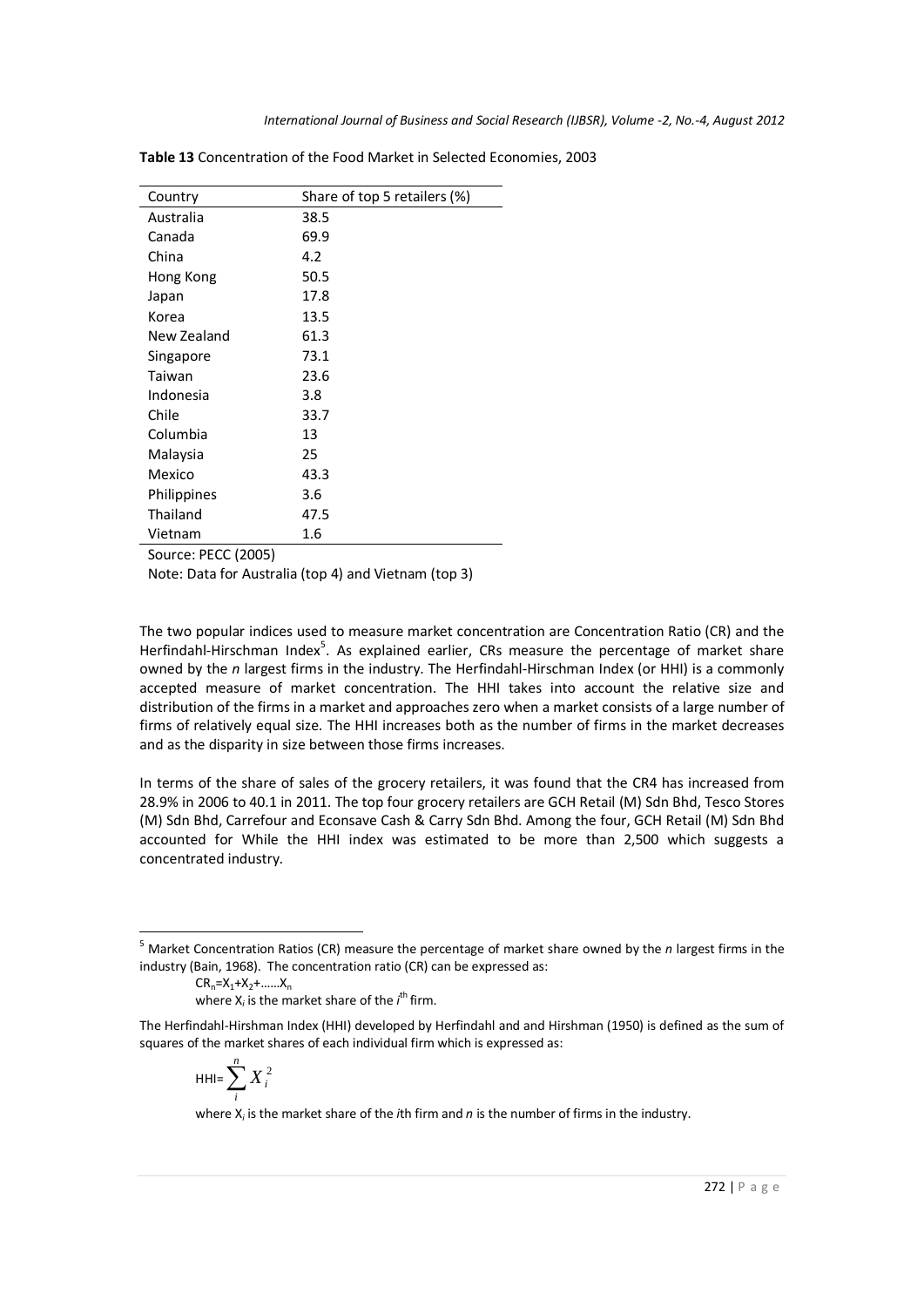**Table 13** Concentration of the Food Market in Selected Economies, 2003

| Country | Share of top 5 retailers (%) |
|---|---|
| Australia | 38.5 |
| Canada | 69.9 |
| China | 4.2 |
| Hong Kong | 50.5 |
| Japan | 17.8 |
| Korea | 13.5 |
| New Zealand | 61.3 |
| Singapore | 73.1 |
| Taiwan | 23.6 |
| Indonesia | 3.8 |
| Chile | 33.7 |
| Columbia | 13 |
| Malaysia | 25 |
| Mexico | 43.3 |
| Philippines | 3.6 |
| Thailand | 47.5 |
| Vietnam | 1.6 |

Source: PECC (2005)

Note: Data for Australia (top 4) and Vietnam (top 3)

The two popular indices used to measure market concentration are Concentration Ratio (CR) and the Herfindahl-Hirschman Index[5]. As explained earlier, CRs measure the percentage of market share owned by the *n* largest firms in the industry. The Herfindahl-Hirschman Index (or HHI) is a commonly accepted measure of market concentration. The HHI takes into account the relative size and distribution of the firms in a market and approaches zero when a market consists of a large number of firms of relatively equal size. The HHI increases both as the number of firms in the market decreases and as the disparity in size between those firms increases.

In terms of the share of sales of the grocery retailers, it was found that the CR4 has increased from 28.9% in 2006 to 40.1 in 2011. The top four grocery retailers are GCH Retail (M) Sdn Bhd, Tesco Stores (M) Sdn Bhd, Carrefour and Econsave Cash & Carry Sdn Bhd. Among the four, GCH Retail (M) Sdn Bhd accounted for While the HHI index was estimated to be more than 2,500 which suggests a concentrated industry.

---

[5] Market Concentration Ratios (CR) measure the percentage of market share owned by the *n* largest firms in the industry (Bain, 1968). The concentration ratio (CR) can be expressed as:

$$CR_n = X_1 + X_2 + \ldots\ldots X_n$$

where $X_i$ is the market share of the $i^{th}$ firm.

The Herfindahl-Hirshman Index (HHI) developed by Herfindahl and and Hirshman (1950) is defined as the sum of squares of the market shares of each individual firm which is expressed as:

$$\text{HHI} = \sum_{i}^{n} X_i^2$$

where $X_i$ is the market share of the *i*th firm and *n* is the number of firms in the industry.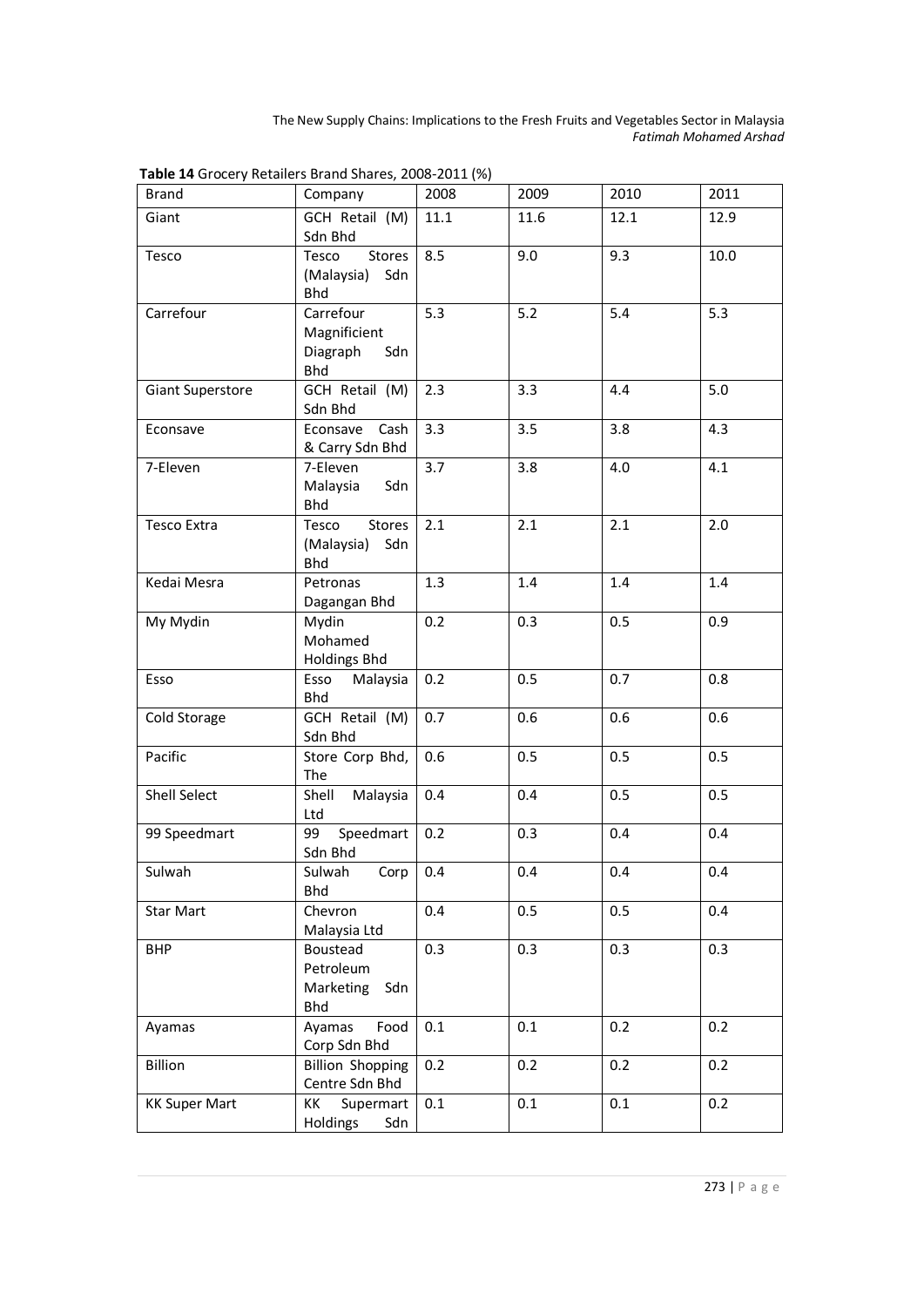**Table 14** Grocery Retailers Brand Shares, 2008-2011 (%)

| Brand | Company | 2008 | 2009 | 2010 | 2011 |
|---|---|---|---|---|---|
| Giant | GCH Retail (M) Sdn Bhd | 11.1 | 11.6 | 12.1 | 12.9 |
| Tesco | Tesco Stores (Malaysia) Sdn Bhd | 8.5 | 9.0 | 9.3 | 10.0 |
| Carrefour | Carrefour Magnificient Diagraph Sdn Bhd | 5.3 | 5.2 | 5.4 | 5.3 |
| Giant Superstore | GCH Retail (M) Sdn Bhd | 2.3 | 3.3 | 4.4 | 5.0 |
| Econsave | Econsave Cash & Carry Sdn Bhd | 3.3 | 3.5 | 3.8 | 4.3 |
| 7-Eleven | 7-Eleven Malaysia Sdn Bhd | 3.7 | 3.8 | 4.0 | 4.1 |
| Tesco Extra | Tesco Stores (Malaysia) Sdn Bhd | 2.1 | 2.1 | 2.1 | 2.0 |
| Kedai Mesra | Petronas Dagangan Bhd | 1.3 | 1.4 | 1.4 | 1.4 |
| My Mydin | Mydin Mohamed Holdings Bhd | 0.2 | 0.3 | 0.5 | 0.9 |
| Esso | Esso Malaysia Bhd | 0.2 | 0.5 | 0.7 | 0.8 |
| Cold Storage | GCH Retail (M) Sdn Bhd | 0.7 | 0.6 | 0.6 | 0.6 |
| Pacific | Store Corp Bhd, The | 0.6 | 0.5 | 0.5 | 0.5 |
| Shell Select | Shell Malaysia Ltd | 0.4 | 0.4 | 0.5 | 0.5 |
| 99 Speedmart | 99 Speedmart Sdn Bhd | 0.2 | 0.3 | 0.4 | 0.4 |
| Sulwah | Sulwah Corp Bhd | 0.4 | 0.4 | 0.4 | 0.4 |
| Star Mart | Chevron Malaysia Ltd | 0.4 | 0.5 | 0.5 | 0.4 |
| BHP | Boustead Petroleum Marketing Sdn Bhd | 0.3 | 0.3 | 0.3 | 0.3 |
| Ayamas | Ayamas Food Corp Sdn Bhd | 0.1 | 0.1 | 0.2 | 0.2 |
| Billion | Billion Shopping Centre Sdn Bhd | 0.2 | 0.2 | 0.2 | 0.2 |
| KK Super Mart | KK Supermart Holdings Sdn | 0.1 | 0.1 | 0.1 | 0.2 |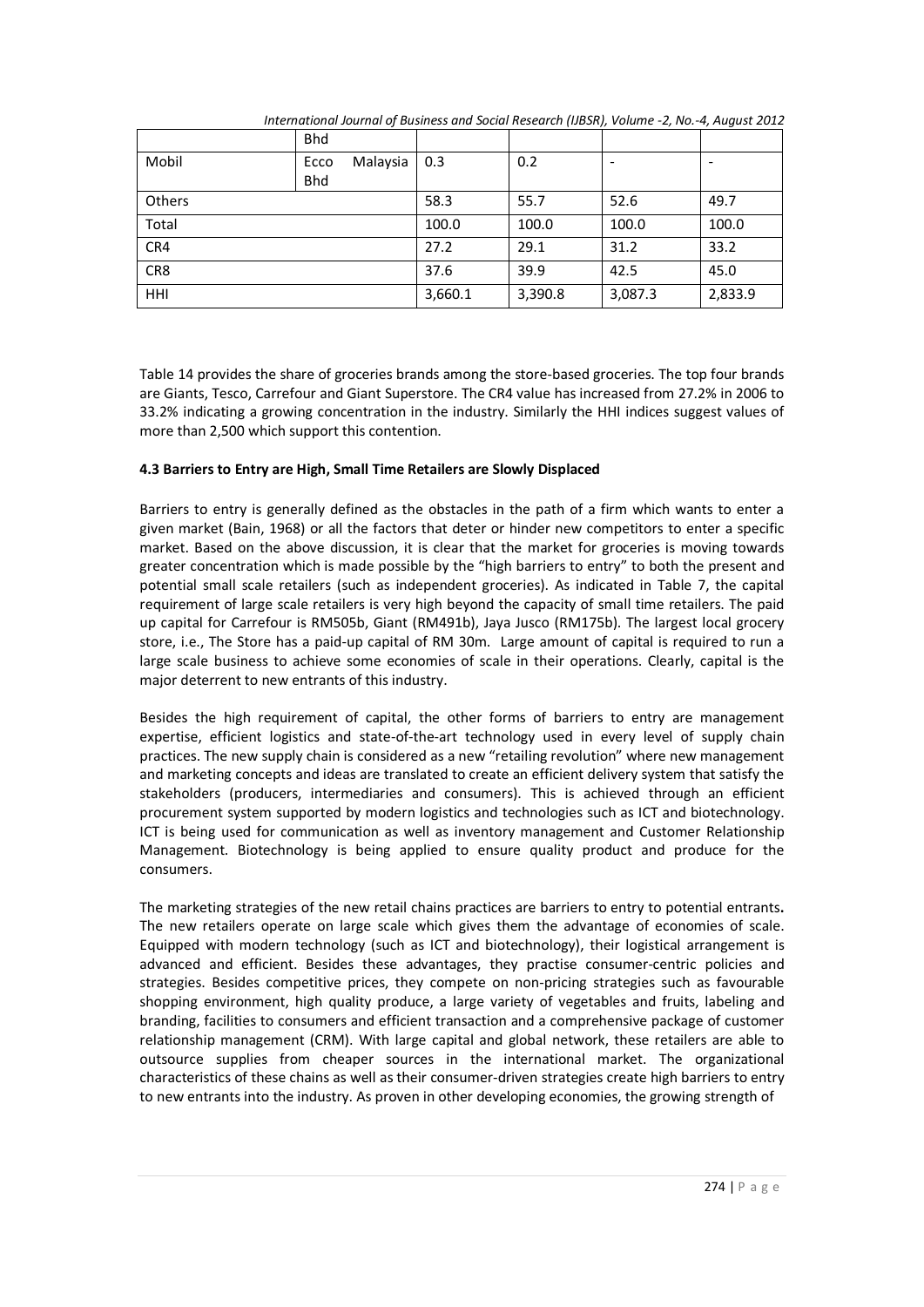|  | Bhd |  |  |  |  |
|---|---|---|---|---|---|
| Mobil | Ecco Malaysia Bhd | 0.3 | 0.2 | - | - |
| Others |  | 58.3 | 55.7 | 52.6 | 49.7 |
| Total |  | 100.0 | 100.0 | 100.0 | 100.0 |
| CR4 |  | 27.2 | 29.1 | 31.2 | 33.2 |
| CR8 |  | 37.6 | 39.9 | 42.5 | 45.0 |
| HHI |  | 3,660.1 | 3,390.8 | 3,087.3 | 2,833.9 |

Table 14 provides the share of groceries brands among the store-based groceries. The top four brands are Giants, Tesco, Carrefour and Giant Superstore. The CR4 value has increased from 27.2% in 2006 to 33.2% indicating a growing concentration in the industry. Similarly the HHI indices suggest values of more than 2,500 which support this contention.

### 4.3 Barriers to Entry are High, Small Time Retailers are Slowly Displaced

Barriers to entry is generally defined as the obstacles in the path of a firm which wants to enter a given market (Bain, 1968) or all the factors that deter or hinder new competitors to enter a specific market. Based on the above discussion, it is clear that the market for groceries is moving towards greater concentration which is made possible by the "high barriers to entry" to both the present and potential small scale retailers (such as independent groceries). As indicated in Table 7, the capital requirement of large scale retailers is very high beyond the capacity of small time retailers. The paid up capital for Carrefour is RM505b, Giant (RM491b), Jaya Jusco (RM175b). The largest local grocery store, i.e., The Store has a paid-up capital of RM 30m. Large amount of capital is required to run a large scale business to achieve some economies of scale in their operations. Clearly, capital is the major deterrent to new entrants of this industry.

Besides the high requirement of capital, the other forms of barriers to entry are management expertise, efficient logistics and state-of-the-art technology used in every level of supply chain practices. The new supply chain is considered as a new "retailing revolution" where new management and marketing concepts and ideas are translated to create an efficient delivery system that satisfy the stakeholders (producers, intermediaries and consumers). This is achieved through an efficient procurement system supported by modern logistics and technologies such as ICT and biotechnology. ICT is being used for communication as well as inventory management and Customer Relationship Management. Biotechnology is being applied to ensure quality product and produce for the consumers.

The marketing strategies of the new retail chains practices are barriers to entry to potential entrants**.** The new retailers operate on large scale which gives them the advantage of economies of scale. Equipped with modern technology (such as ICT and biotechnology), their logistical arrangement is advanced and efficient. Besides these advantages, they practise consumer-centric policies and strategies. Besides competitive prices, they compete on non-pricing strategies such as favourable shopping environment, high quality produce, a large variety of vegetables and fruits, labeling and branding, facilities to consumers and efficient transaction and a comprehensive package of customer relationship management (CRM). With large capital and global network, these retailers are able to outsource supplies from cheaper sources in the international market. The organizational characteristics of these chains as well as their consumer-driven strategies create high barriers to entry to new entrants into the industry. As proven in other developing economies, the growing strength of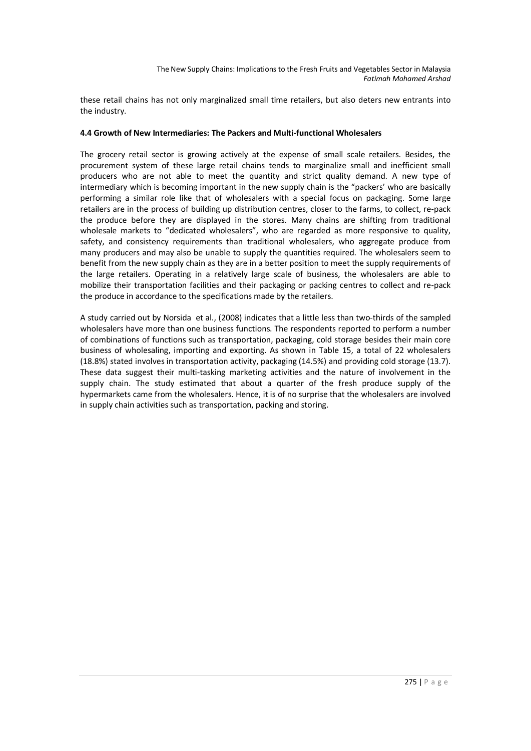these retail chains has not only marginalized small time retailers, but also deters new entrants into the industry.

**4.4 Growth of New Intermediaries: The Packers and Multi-functional Wholesalers**

The grocery retail sector is growing actively at the expense of small scale retailers. Besides, the procurement system of these large retail chains tends to marginalize small and inefficient small producers who are not able to meet the quantity and strict quality demand. A new type of intermediary which is becoming important in the new supply chain is the "packers' who are basically performing a similar role like that of wholesalers with a special focus on packaging. Some large retailers are in the process of building up distribution centres, closer to the farms, to collect, re-pack the produce before they are displayed in the stores. Many chains are shifting from traditional wholesale markets to "dedicated wholesalers", who are regarded as more responsive to quality, safety, and consistency requirements than traditional wholesalers, who aggregate produce from many producers and may also be unable to supply the quantities required. The wholesalers seem to benefit from the new supply chain as they are in a better position to meet the supply requirements of the large retailers. Operating in a relatively large scale of business, the wholesalers are able to mobilize their transportation facilities and their packaging or packing centres to collect and re-pack the produce in accordance to the specifications made by the retailers.

A study carried out by Norsida et al., (2008) indicates that a little less than two-thirds of the sampled wholesalers have more than one business functions. The respondents reported to perform a number of combinations of functions such as transportation, packaging, cold storage besides their main core business of wholesaling, importing and exporting. As shown in Table 15, a total of 22 wholesalers (18.8%) stated involves in transportation activity, packaging (14.5%) and providing cold storage (13.7). These data suggest their multi-tasking marketing activities and the nature of involvement in the supply chain. The study estimated that about a quarter of the fresh produce supply of the hypermarkets came from the wholesalers. Hence, it is of no surprise that the wholesalers are involved in supply chain activities such as transportation, packing and storing.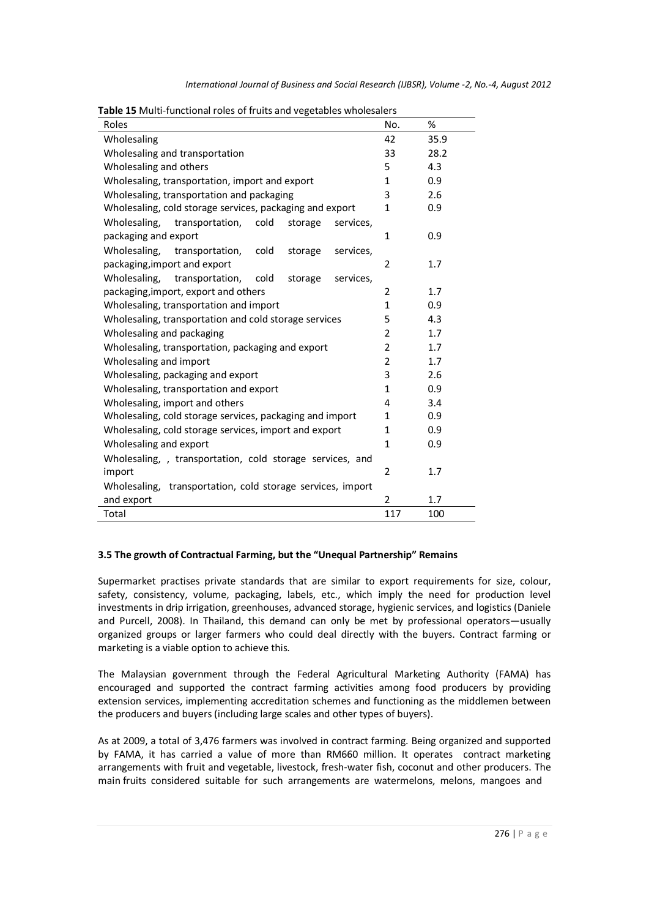**Table 15** Multi-functional roles of fruits and vegetables wholesalers

| Roles | No. | % |
|---|---|---|
| Wholesaling | 42 | 35.9 |
| Wholesaling and transportation | 33 | 28.2 |
| Wholesaling and others | 5 | 4.3 |
| Wholesaling, transportation, import and export | 1 | 0.9 |
| Wholesaling, transportation and packaging | 3 | 2.6 |
| Wholesaling, cold storage services, packaging and export | 1 | 0.9 |
| Wholesaling, transportation, cold storage services, packaging and export | 1 | 0.9 |
| Wholesaling, transportation, cold storage services, packaging,import and export | 2 | 1.7 |
| Wholesaling, transportation, cold storage services, packaging,import, export and others | 2 | 1.7 |
| Wholesaling, transportation and import | 1 | 0.9 |
| Wholesaling, transportation and cold storage services | 5 | 4.3 |
| Wholesaling and packaging | 2 | 1.7 |
| Wholesaling, transportation, packaging and export | 2 | 1.7 |
| Wholesaling and import | 2 | 1.7 |
| Wholesaling, packaging and export | 3 | 2.6 |
| Wholesaling, transportation and export | 1 | 0.9 |
| Wholesaling, import and others | 4 | 3.4 |
| Wholesaling, cold storage services, packaging and import | 1 | 0.9 |
| Wholesaling, cold storage services, import and export | 1 | 0.9 |
| Wholesaling and export | 1 | 0.9 |
| Wholesaling, , transportation, cold storage services, and import | 2 | 1.7 |
| Wholesaling, transportation, cold storage services, import and export | 2 | 1.7 |
| Total | 117 | 100 |

### 3.5 The growth of Contractual Farming, but the "Unequal Partnership" Remains

Supermarket practises private standards that are similar to export requirements for size, colour, safety, consistency, volume, packaging, labels, etc., which imply the need for production level investments in drip irrigation, greenhouses, advanced storage, hygienic services, and logistics (Daniele and Purcell, 2008). In Thailand, this demand can only be met by professional operators—usually organized groups or larger farmers who could deal directly with the buyers. Contract farming or marketing is a viable option to achieve this.

The Malaysian government through the Federal Agricultural Marketing Authority (FAMA) has encouraged and supported the contract farming activities among food producers by providing extension services, implementing accreditation schemes and functioning as the middlemen between the producers and buyers (including large scales and other types of buyers).

As at 2009, a total of 3,476 farmers was involved in contract farming. Being organized and supported by FAMA, it has carried a value of more than RM660 million. It operates contract marketing arrangements with fruit and vegetable, livestock, fresh-water fish, coconut and other producers. The main fruits considered suitable for such arrangements are watermelons, melons, mangoes and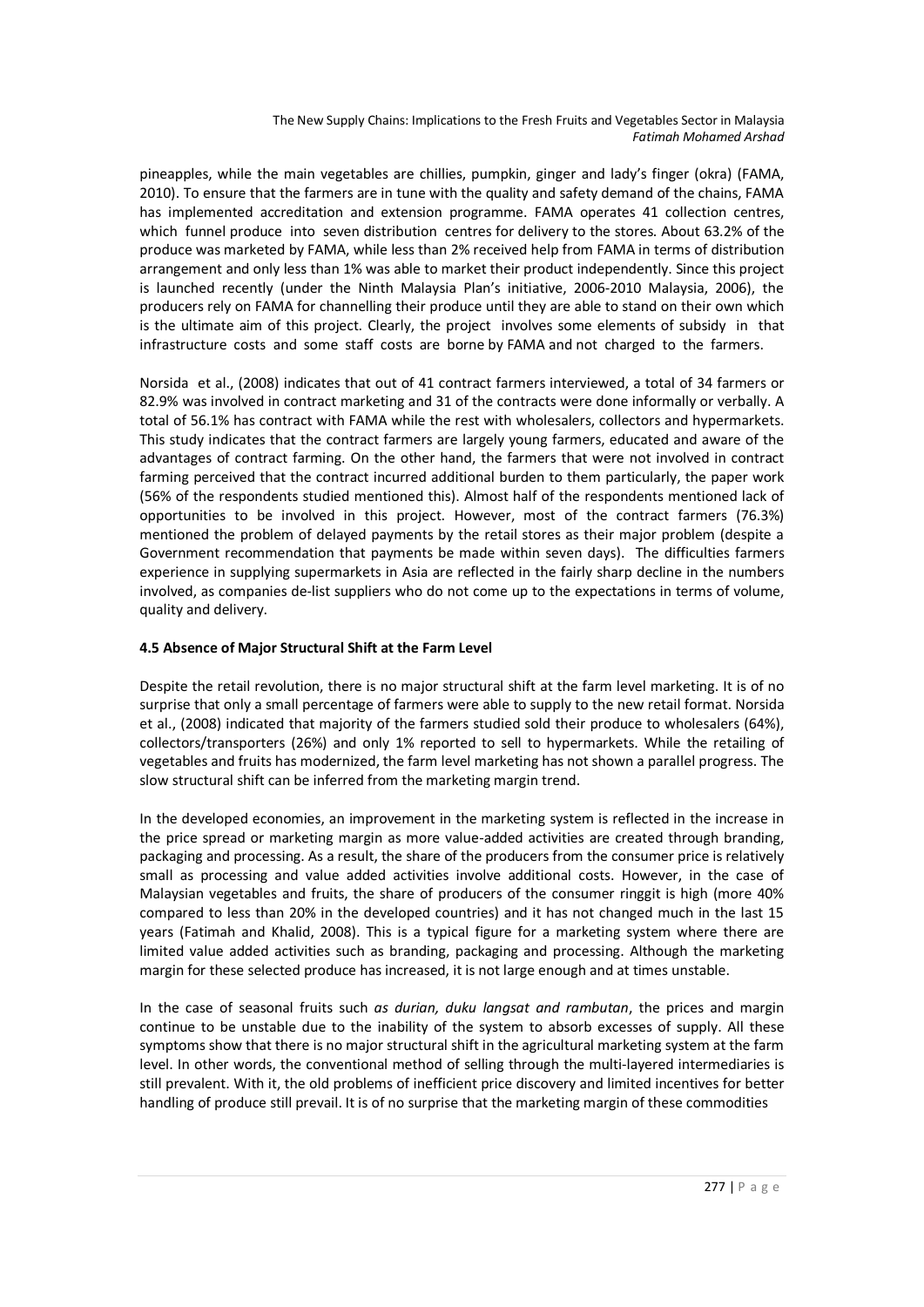pineapples, while the main vegetables are chillies, pumpkin, ginger and lady's finger (okra) (FAMA, 2010). To ensure that the farmers are in tune with the quality and safety demand of the chains, FAMA has implemented accreditation and extension programme. FAMA operates 41 collection centres, which funnel produce into seven distribution centres for delivery to the stores. About 63.2% of the produce was marketed by FAMA, while less than 2% received help from FAMA in terms of distribution arrangement and only less than 1% was able to market their product independently. Since this project is launched recently (under the Ninth Malaysia Plan's initiative, 2006-2010 Malaysia, 2006), the producers rely on FAMA for channelling their produce until they are able to stand on their own which is the ultimate aim of this project. Clearly, the project involves some elements of subsidy in that infrastructure costs and some staff costs are borne by FAMA and not charged to the farmers.

Norsida et al., (2008) indicates that out of 41 contract farmers interviewed, a total of 34 farmers or 82.9% was involved in contract marketing and 31 of the contracts were done informally or verbally. A total of 56.1% has contract with FAMA while the rest with wholesalers, collectors and hypermarkets. This study indicates that the contract farmers are largely young farmers, educated and aware of the advantages of contract farming. On the other hand, the farmers that were not involved in contract farming perceived that the contract incurred additional burden to them particularly, the paper work (56% of the respondents studied mentioned this). Almost half of the respondents mentioned lack of opportunities to be involved in this project. However, most of the contract farmers (76.3%) mentioned the problem of delayed payments by the retail stores as their major problem (despite a Government recommendation that payments be made within seven days). The difficulties farmers experience in supplying supermarkets in Asia are reflected in the fairly sharp decline in the numbers involved, as companies de-list suppliers who do not come up to the expectations in terms of volume, quality and delivery.

### 4.5 Absence of Major Structural Shift at the Farm Level

Despite the retail revolution, there is no major structural shift at the farm level marketing. It is of no surprise that only a small percentage of farmers were able to supply to the new retail format. Norsida et al., (2008) indicated that majority of the farmers studied sold their produce to wholesalers (64%), collectors/transporters (26%) and only 1% reported to sell to hypermarkets. While the retailing of vegetables and fruits has modernized, the farm level marketing has not shown a parallel progress. The slow structural shift can be inferred from the marketing margin trend.

In the developed economies, an improvement in the marketing system is reflected in the increase in the price spread or marketing margin as more value-added activities are created through branding, packaging and processing. As a result, the share of the producers from the consumer price is relatively small as processing and value added activities involve additional costs. However, in the case of Malaysian vegetables and fruits, the share of producers of the consumer ringgit is high (more 40% compared to less than 20% in the developed countries) and it has not changed much in the last 15 years (Fatimah and Khalid, 2008). This is a typical figure for a marketing system where there are limited value added activities such as branding, packaging and processing. Although the marketing margin for these selected produce has increased, it is not large enough and at times unstable.

In the case of seasonal fruits such *as durian, duku langsat and rambutan*, the prices and margin continue to be unstable due to the inability of the system to absorb excesses of supply. All these symptoms show that there is no major structural shift in the agricultural marketing system at the farm level. In other words, the conventional method of selling through the multi-layered intermediaries is still prevalent. With it, the old problems of inefficient price discovery and limited incentives for better handling of produce still prevail. It is of no surprise that the marketing margin of these commodities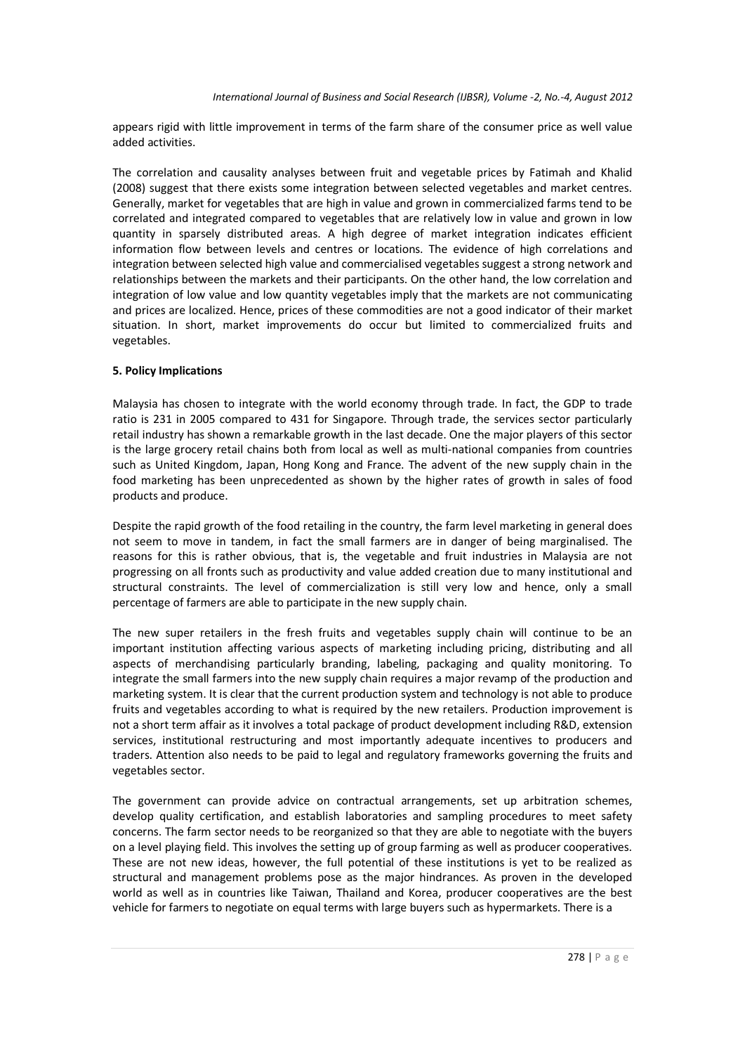appears rigid with little improvement in terms of the farm share of the consumer price as well value added activities.

The correlation and causality analyses between fruit and vegetable prices by Fatimah and Khalid (2008) suggest that there exists some integration between selected vegetables and market centres. Generally, market for vegetables that are high in value and grown in commercialized farms tend to be correlated and integrated compared to vegetables that are relatively low in value and grown in low quantity in sparsely distributed areas. A high degree of market integration indicates efficient information flow between levels and centres or locations. The evidence of high correlations and integration between selected high value and commercialised vegetables suggest a strong network and relationships between the markets and their participants. On the other hand, the low correlation and integration of low value and low quantity vegetables imply that the markets are not communicating and prices are localized. Hence, prices of these commodities are not a good indicator of their market situation. In short, market improvements do occur but limited to commercialized fruits and vegetables.

## 5. Policy Implications

Malaysia has chosen to integrate with the world economy through trade. In fact, the GDP to trade ratio is 231 in 2005 compared to 431 for Singapore. Through trade, the services sector particularly retail industry has shown a remarkable growth in the last decade. One the major players of this sector is the large grocery retail chains both from local as well as multi-national companies from countries such as United Kingdom, Japan, Hong Kong and France. The advent of the new supply chain in the food marketing has been unprecedented as shown by the higher rates of growth in sales of food products and produce.

Despite the rapid growth of the food retailing in the country, the farm level marketing in general does not seem to move in tandem, in fact the small farmers are in danger of being marginalised. The reasons for this is rather obvious, that is, the vegetable and fruit industries in Malaysia are not progressing on all fronts such as productivity and value added creation due to many institutional and structural constraints. The level of commercialization is still very low and hence, only a small percentage of farmers are able to participate in the new supply chain.

The new super retailers in the fresh fruits and vegetables supply chain will continue to be an important institution affecting various aspects of marketing including pricing, distributing and all aspects of merchandising particularly branding, labeling, packaging and quality monitoring. To integrate the small farmers into the new supply chain requires a major revamp of the production and marketing system. It is clear that the current production system and technology is not able to produce fruits and vegetables according to what is required by the new retailers. Production improvement is not a short term affair as it involves a total package of product development including R&D, extension services, institutional restructuring and most importantly adequate incentives to producers and traders. Attention also needs to be paid to legal and regulatory frameworks governing the fruits and vegetables sector.

The government can provide advice on contractual arrangements, set up arbitration schemes, develop quality certification, and establish laboratories and sampling procedures to meet safety concerns. The farm sector needs to be reorganized so that they are able to negotiate with the buyers on a level playing field. This involves the setting up of group farming as well as producer cooperatives. These are not new ideas, however, the full potential of these institutions is yet to be realized as structural and management problems pose as the major hindrances. As proven in the developed world as well as in countries like Taiwan, Thailand and Korea, producer cooperatives are the best vehicle for farmers to negotiate on equal terms with large buyers such as hypermarkets. There is a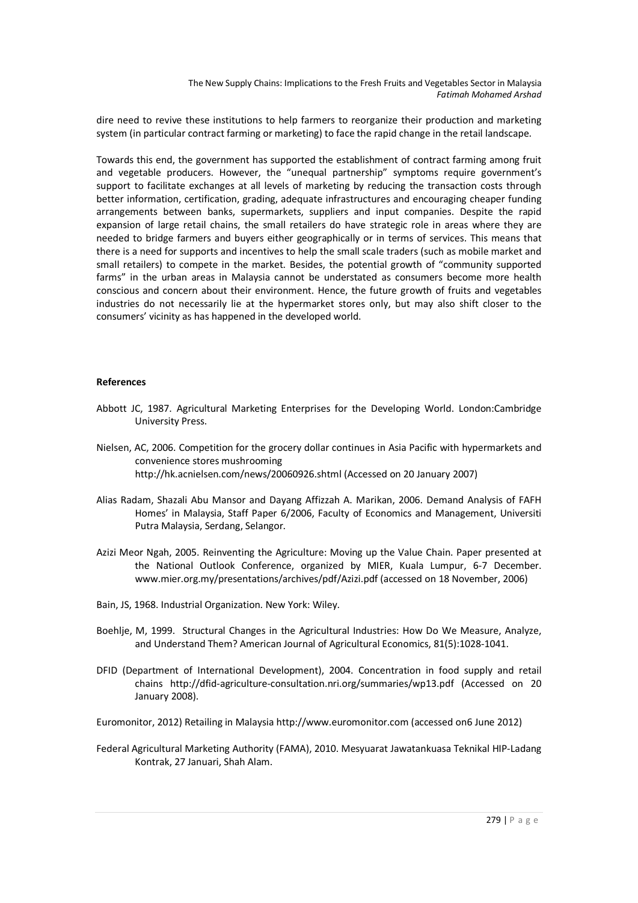dire need to revive these institutions to help farmers to reorganize their production and marketing system (in particular contract farming or marketing) to face the rapid change in the retail landscape.

Towards this end, the government has supported the establishment of contract farming among fruit and vegetable producers. However, the "unequal partnership" symptoms require government's support to facilitate exchanges at all levels of marketing by reducing the transaction costs through better information, certification, grading, adequate infrastructures and encouraging cheaper funding arrangements between banks, supermarkets, suppliers and input companies. Despite the rapid expansion of large retail chains, the small retailers do have strategic role in areas where they are needed to bridge farmers and buyers either geographically or in terms of services. This means that there is a need for supports and incentives to help the small scale traders (such as mobile market and small retailers) to compete in the market. Besides, the potential growth of "community supported farms" in the urban areas in Malaysia cannot be understated as consumers become more health conscious and concern about their environment. Hence, the future growth of fruits and vegetables industries do not necessarily lie at the hypermarket stores only, but may also shift closer to the consumers' vicinity as has happened in the developed world.

**References**

Abbott JC, 1987. Agricultural Marketing Enterprises for the Developing World. London:Cambridge University Press.

Nielsen, AC, 2006. Competition for the grocery dollar continues in Asia Pacific with hypermarkets and convenience stores mushrooming http://hk.acnielsen.com/news/20060926.shtml (Accessed on 20 January 2007)

Alias Radam, Shazali Abu Mansor and Dayang Affizzah A. Marikan, 2006. Demand Analysis of FAFH Homes' in Malaysia, Staff Paper 6/2006, Faculty of Economics and Management, Universiti Putra Malaysia, Serdang, Selangor.

Azizi Meor Ngah, 2005. Reinventing the Agriculture: Moving up the Value Chain. Paper presented at the National Outlook Conference, organized by MIER, Kuala Lumpur, 6-7 December. www.mier.org.my/presentations/archives/pdf/Azizi.pdf (accessed on 18 November, 2006)

Bain, JS, 1968. Industrial Organization. New York: Wiley.

Boehlje, M, 1999. Structural Changes in the Agricultural Industries: How Do We Measure, Analyze, and Understand Them? American Journal of Agricultural Economics, 81(5):1028-1041.

DFID (Department of International Development), 2004. Concentration in food supply and retail chains http://dfid-agriculture-consultation.nri.org/summaries/wp13.pdf (Accessed on 20 January 2008).

Euromonitor, 2012) Retailing in Malaysia http://www.euromonitor.com (accessed on6 June 2012)

Federal Agricultural Marketing Authority (FAMA), 2010. Mesyuarat Jawatankuasa Teknikal HIP-Ladang Kontrak, 27 Januari, Shah Alam.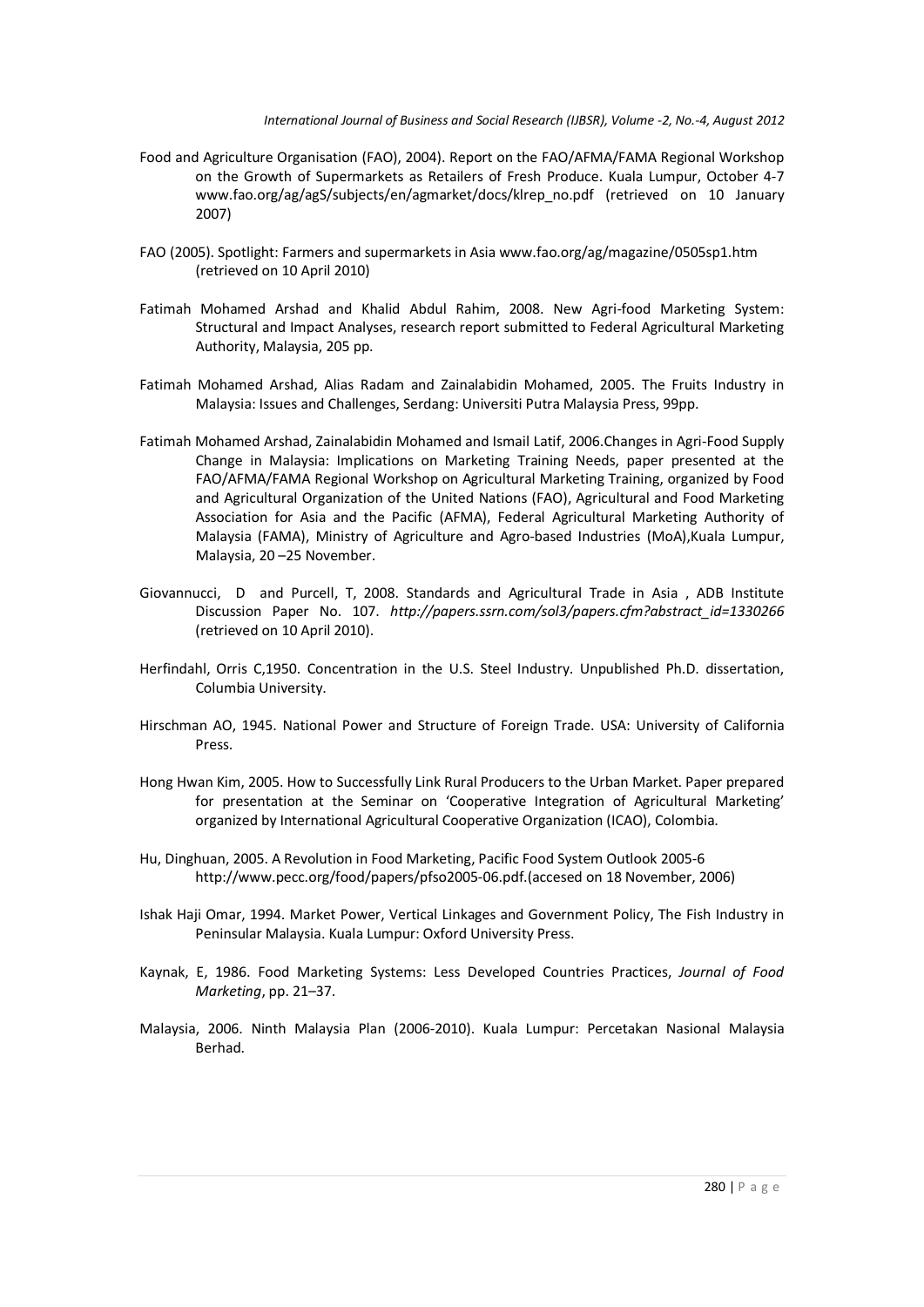Food and Agriculture Organisation (FAO), 2004). Report on the FAO/AFMA/FAMA Regional Workshop on the Growth of Supermarkets as Retailers of Fresh Produce. Kuala Lumpur, October 4-7 www.fao.org/ag/agS/subjects/en/agmarket/docs/klrep_no.pdf (retrieved on 10 January 2007)

FAO (2005). Spotlight: Farmers and supermarkets in Asia www.fao.org/ag/magazine/0505sp1.htm (retrieved on 10 April 2010)

Fatimah Mohamed Arshad and Khalid Abdul Rahim, 2008. New Agri-food Marketing System: Structural and Impact Analyses, research report submitted to Federal Agricultural Marketing Authority, Malaysia, 205 pp.

Fatimah Mohamed Arshad, Alias Radam and Zainalabidin Mohamed, 2005. The Fruits Industry in Malaysia: Issues and Challenges, Serdang: Universiti Putra Malaysia Press, 99pp.

Fatimah Mohamed Arshad, Zainalabidin Mohamed and Ismail Latif, 2006.Changes in Agri-Food Supply Change in Malaysia: Implications on Marketing Training Needs, paper presented at the FAO/AFMA/FAMA Regional Workshop on Agricultural Marketing Training, organized by Food and Agricultural Organization of the United Nations (FAO), Agricultural and Food Marketing Association for Asia and the Pacific (AFMA), Federal Agricultural Marketing Authority of Malaysia (FAMA), Ministry of Agriculture and Agro-based Industries (MoA),Kuala Lumpur, Malaysia, 20 –25 November.

Giovannucci, D and Purcell, T, 2008. Standards and Agricultural Trade in Asia , ADB Institute Discussion Paper No. 107. *http://papers.ssrn.com/sol3/papers.cfm?abstract_id=1330266* (retrieved on 10 April 2010).

Herfindahl, Orris C,1950. Concentration in the U.S. Steel Industry. Unpublished Ph.D. dissertation, Columbia University.

Hirschman AO, 1945. National Power and Structure of Foreign Trade. USA: University of California Press.

Hong Hwan Kim, 2005. How to Successfully Link Rural Producers to the Urban Market. Paper prepared for presentation at the Seminar on 'Cooperative Integration of Agricultural Marketing' organized by International Agricultural Cooperative Organization (ICAO), Colombia.

Hu, Dinghuan, 2005. A Revolution in Food Marketing, Pacific Food System Outlook 2005-6 http://www.pecc.org/food/papers/pfso2005-06.pdf.(accesed on 18 November, 2006)

Ishak Haji Omar, 1994. Market Power, Vertical Linkages and Government Policy, The Fish Industry in Peninsular Malaysia. Kuala Lumpur: Oxford University Press.

Kaynak, E, 1986. Food Marketing Systems: Less Developed Countries Practices, *Journal of Food Marketing*, pp. 21–37.

Malaysia, 2006. Ninth Malaysia Plan (2006-2010). Kuala Lumpur: Percetakan Nasional Malaysia Berhad.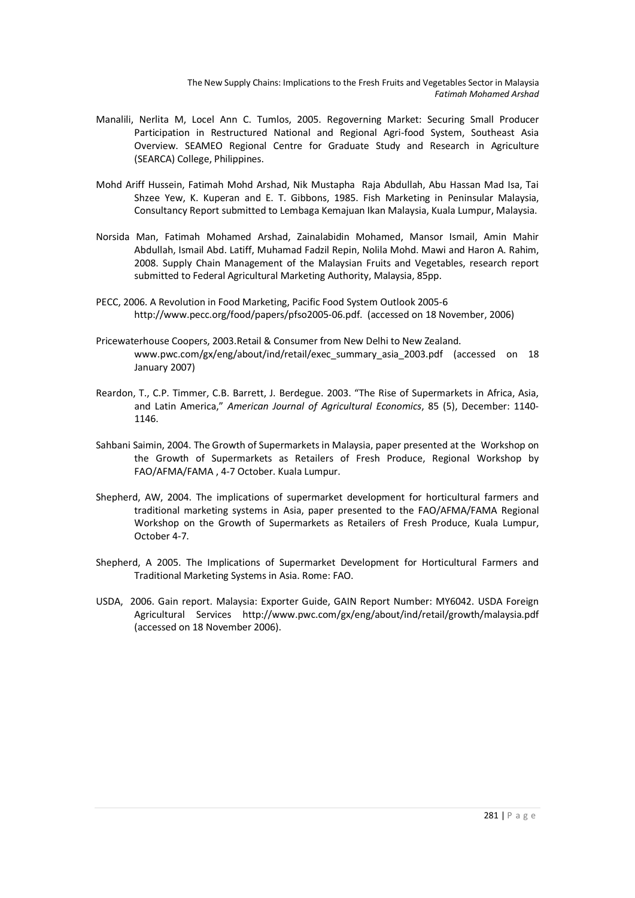Manalili, Nerlita M, Locel Ann C. Tumlos, 2005. Regoverning Market: Securing Small Producer Participation in Restructured National and Regional Agri-food System, Southeast Asia Overview. SEAMEO Regional Centre for Graduate Study and Research in Agriculture (SEARCA) College, Philippines.

Mohd Ariff Hussein, Fatimah Mohd Arshad, Nik Mustapha Raja Abdullah, Abu Hassan Mad Isa, Tai Shzee Yew, K. Kuperan and E. T. Gibbons, 1985. Fish Marketing in Peninsular Malaysia, Consultancy Report submitted to Lembaga Kemajuan Ikan Malaysia, Kuala Lumpur, Malaysia.

Norsida Man, Fatimah Mohamed Arshad, Zainalabidin Mohamed, Mansor Ismail, Amin Mahir Abdullah, Ismail Abd. Latiff, Muhamad Fadzil Repin, Nolila Mohd. Mawi and Haron A. Rahim, 2008. Supply Chain Management of the Malaysian Fruits and Vegetables, research report submitted to Federal Agricultural Marketing Authority, Malaysia, 85pp.

PECC, 2006. A Revolution in Food Marketing, Pacific Food System Outlook 2005-6 http://www.pecc.org/food/papers/pfso2005-06.pdf. (accessed on 18 November, 2006)

Pricewaterhouse Coopers, 2003.Retail & Consumer from New Delhi to New Zealand. www.pwc.com/gx/eng/about/ind/retail/exec_summary_asia_2003.pdf (accessed on 18 January 2007)

Reardon, T., C.P. Timmer, C.B. Barrett, J. Berdegue. 2003. "The Rise of Supermarkets in Africa, Asia, and Latin America," *American Journal of Agricultural Economics*, 85 (5), December: 1140-1146.

Sahbani Saimin, 2004. The Growth of Supermarkets in Malaysia, paper presented at the Workshop on the Growth of Supermarkets as Retailers of Fresh Produce, Regional Workshop by FAO/AFMA/FAMA , 4-7 October. Kuala Lumpur.

Shepherd, AW, 2004. The implications of supermarket development for horticultural farmers and traditional marketing systems in Asia, paper presented to the FAO/AFMA/FAMA Regional Workshop on the Growth of Supermarkets as Retailers of Fresh Produce, Kuala Lumpur, October 4-7.

Shepherd, A 2005. The Implications of Supermarket Development for Horticultural Farmers and Traditional Marketing Systems in Asia. Rome: FAO.

USDA, 2006. Gain report. Malaysia: Exporter Guide, GAIN Report Number: MY6042. USDA Foreign Agricultural Services http://www.pwc.com/gx/eng/about/ind/retail/growth/malaysia.pdf (accessed on 18 November 2006).